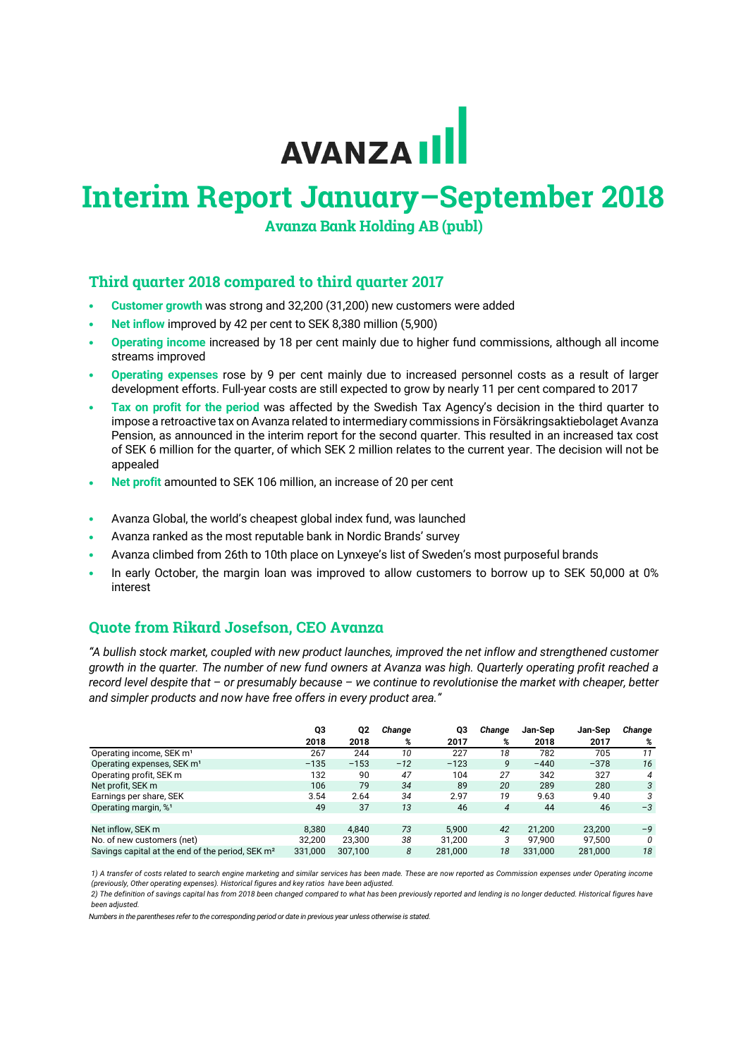# AVANZA

# Interim Report January–September 2018

### Avanza Bank Holding AB (publ)

## Third quarter 2018 compared to third quarter 2017

- **Customer growth** was strong and 32,200 (31,200) new customers were added
- **Net inflow** improved by 42 per cent to SEK 8,380 million (5,900)
- **Operating income** increased by 18 per cent mainly due to higher fund commissions, although all income streams improved
- **Operating expenses** rose by 9 per cent mainly due to increased personnel costs as a result of larger development efforts. Full-year costs are still expected to grow by nearly 11 per cent compared to 2017
- **Tax on profit for the period** was affected by the Swedish Tax Agency's decision in the third quarter to impose a retroactive tax on Avanza related to intermediary commissions in Försäkringsaktiebolaget Avanza Pension, as announced in the interim report for the second quarter. This resulted in an increased tax cost of SEK 6 million for the quarter, of which SEK 2 million relates to the current year. The decision will not be appealed
- **Net profit** amounted to SEK 106 million, an increase of 20 per cent

- Avanza Global, the world's cheapest global index fund, was launched
- Avanza ranked as the most reputable bank in Nordic Brands' survey
- Avanza climbed from 26th to 10th place on Lynxeye's list of Sweden's most purposeful brands
- In early October, the margin loan was improved to allow customers to borrow up to SEK 50,000 at 0% interest

## Quote from Rikard Josefson, CEO Avanza

*"A bullish stock market, coupled with new product launches, improved the net inflow and strengthened customer growth in the quarter. The number of new fund owners at Avanza was high. Quarterly operating profit reached a record level despite that – or presumably because – we continue to revolutionise the market with cheaper, better and simpler products and now have free offers in every product area."*

| | Q3 2018 | Q2 2018 | *Change %* | Q3 2017 | *Change %* | Jan-Sep 2018 | Jan-Sep 2017 | *Change %* |
|---|---|---|---|---|---|---|---|---|
| Operating income, SEK m[1] | 267 | 244 | *10* | 227 | *18* | 782 | 705 | *11* |
| Operating expenses, SEK m[1] | −135 | −153 | *−12* | −123 | *9* | −440 | −378 | *16* |
| Operating profit, SEK m | 132 | 90 | *47* | 104 | *27* | 342 | 327 | *4* |
| Net profit, SEK m | 106 | 79 | *34* | 89 | *20* | 289 | 280 | *3* |
| Earnings per share, SEK | 3.54 | 2.64 | *34* | 2.97 | *19* | 9.63 | 9.40 | *3* |
| Operating margin, %[1] | 49 | 37 | *13* | 46 | *4* | 44 | 46 | *−3* |
| | | | | | | | | |
| Net inflow, SEK m | 8,380 | 4,840 | *73* | 5,900 | *42* | 21,200 | 23,200 | *−9* |
| No. of new customers (net) | 32,200 | 23,300 | *38* | 31,200 | *3* | 97,900 | 97,500 | *0* |
| Savings capital at the end of the period, SEK m[2] | 331,000 | 307,100 | *8* | 281,000 | *18* | 331,000 | 281,000 | *18* |

*1) A transfer of costs related to search engine marketing and similar services has been made. These are now reported as Commission expenses under Operating income (previously, Other operating expenses). Historical figures and key ratios have been adjusted.*

*2) The definition of savings capital has from 2018 been changed compared to what has been previously reported and lending is no longer deducted. Historical figures have been adjusted.*

*Numbers in the parentheses refer to the corresponding period or date in previous year unless otherwise is stated.*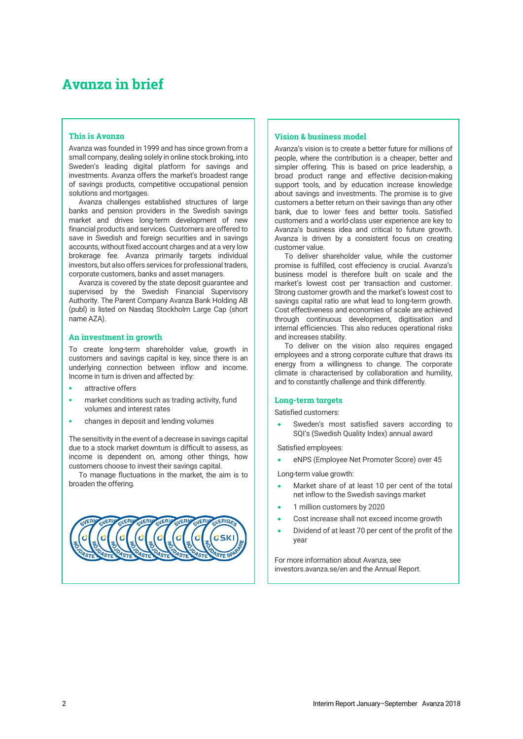# Avanza in brief

## This is Avanza

Avanza was founded in 1999 and has since grown from a small company, dealing solely in online stock broking, into Sweden's leading digital platform for savings and investments. Avanza offers the market's broadest range of savings products, competitive occupational pension solutions and mortgages.

Avanza challenges established structures of large banks and pension providers in the Swedish savings market and drives long-term development of new financial products and services. Customers are offered to save in Swedish and foreign securities and in savings accounts, without fixed account charges and at a very low brokerage fee. Avanza primarily targets individual investors, but also offers services for professional traders, corporate customers, banks and asset managers.

Avanza is covered by the state deposit guarantee and supervised by the Swedish Financial Supervisory Authority. The Parent Company Avanza Bank Holding AB (publ) is listed on Nasdaq Stockholm Large Cap (short name AZA).

## An investment in growth

To create long-term shareholder value, growth in customers and savings capital is key, since there is an underlying connection between inflow and income. Income in turn is driven and affected by:

- attractive offers
- market conditions such as trading activity, fund volumes and interest rates
- changes in deposit and lending volumes

The sensitivity in the event of a decrease in savings capital due to a stock market downturn is difficult to assess, as income is dependent on, among other things, how customers choose to invest their savings capital.

To manage fluctuations in the market, the aim is to broaden the offering.

## Vision & business model

Avanza's vision is to create a better future for millions of people, where the contribution is a cheaper, better and simpler offering. This is based on price leadership, a broad product range and effective decision-making support tools, and by education increase knowledge about savings and investments. The promise is to give customers a better return on their savings than any other bank, due to lower fees and better tools. Satisfied customers and a world-class user experience are key to Avanza's business idea and critical to future growth. Avanza is driven by a consistent focus on creating customer value.

To deliver shareholder value, while the customer promise is fulfilled, cost effeciency is crucial. Avanza's business model is therefore built on scale and the market's lowest cost per transaction and customer. Strong customer growth and the market's lowest cost to savings capital ratio are what lead to long-term growth. Cost effectiveness and economies of scale are achieved through continuous development, digitisation and internal efficiencies. This also reduces operational risks and increases stability.

To deliver on the vision also requires engaged employees and a strong corporate culture that draws its energy from a willingness to change. The corporate climate is characterised by collaboration and humility, and to constantly challenge and think differently.

## Long-term targets

Satisfied customers:

- Sweden's most satisfied savers according to SQI's (Swedish Quality Index) annual award

Satisfied employees:

- eNPS (Employee Net Promoter Score) over 45

Long-term value growth:

- Market share of at least 10 per cent of the total net inflow to the Swedish savings market
- 1 million customers by 2020
- Cost increase shall not exceed income growth
- Dividend of at least 70 per cent of the profit of the year

For more information about Avanza, see investors.avanza.se/en and the Annual Report.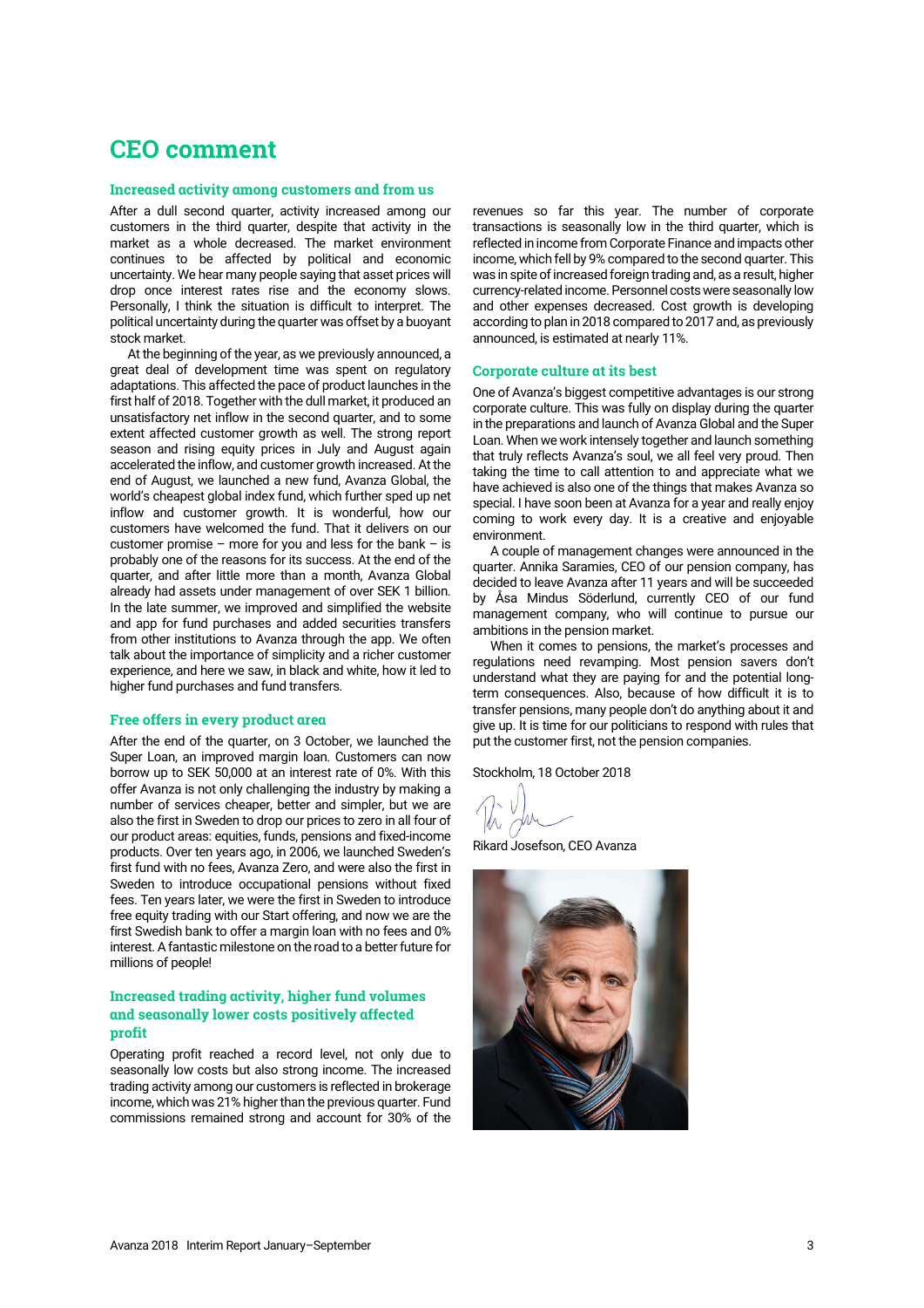# CEO comment

## Increased activity among customers and from us

After a dull second quarter, activity increased among our customers in the third quarter, despite that activity in the market as a whole decreased. The market environment continues to be affected by political and economic uncertainty. We hear many people saying that asset prices will drop once interest rates rise and the economy slows. Personally, I think the situation is difficult to interpret. The political uncertainty during the quarter was offset by a buoyant stock market.

At the beginning of the year, as we previously announced, a great deal of development time was spent on regulatory adaptations. This affected the pace of product launches in the first half of 2018. Together with the dull market, it produced an unsatisfactory net inflow in the second quarter, and to some extent affected customer growth as well. The strong report season and rising equity prices in July and August again accelerated the inflow, and customer growth increased. At the end of August, we launched a new fund, Avanza Global, the world's cheapest global index fund, which further sped up net inflow and customer growth. It is wonderful, how our customers have welcomed the fund. That it delivers on our customer promise – more for you and less for the bank – is probably one of the reasons for its success. At the end of the quarter, and after little more than a month, Avanza Global already had assets under management of over SEK 1 billion. In the late summer, we improved and simplified the website and app for fund purchases and added securities transfers from other institutions to Avanza through the app. We often talk about the importance of simplicity and a richer customer experience, and here we saw, in black and white, how it led to higher fund purchases and fund transfers.

## Free offers in every product area

After the end of the quarter, on 3 October, we launched the Super Loan, an improved margin loan. Customers can now borrow up to SEK 50,000 at an interest rate of 0%. With this offer Avanza is not only challenging the industry by making a number of services cheaper, better and simpler, but we are also the first in Sweden to drop our prices to zero in all four of our product areas: equities, funds, pensions and fixed-income products. Over ten years ago, in 2006, we launched Sweden's first fund with no fees, Avanza Zero, and were also the first in Sweden to introduce occupational pensions without fixed fees. Ten years later, we were the first in Sweden to introduce free equity trading with our Start offering, and now we are the first Swedish bank to offer a margin loan with no fees and 0% interest. A fantastic milestone on the road to a better future for millions of people!

## Increased trading activity, higher fund volumes and seasonally lower costs positively affected profit

Operating profit reached a record level, not only due to seasonally low costs but also strong income. The increased trading activity among our customers is reflected in brokerage income, which was 21% higher than the previous quarter. Fund commissions remained strong and account for 30% of the revenues so far this year. The number of corporate transactions is seasonally low in the third quarter, which is reflected in income from Corporate Finance and impacts other income, which fell by 9% compared to the second quarter. This was in spite of increased foreign trading and, as a result, higher currency-related income. Personnel costs were seasonally low and other expenses decreased. Cost growth is developing according to plan in 2018 compared to 2017 and, as previously announced, is estimated at nearly 11%.

## Corporate culture at its best

One of Avanza's biggest competitive advantages is our strong corporate culture. This was fully on display during the quarter in the preparations and launch of Avanza Global and the Super Loan. When we work intensely together and launch something that truly reflects Avanza's soul, we all feel very proud. Then taking the time to call attention to and appreciate what we have achieved is also one of the things that makes Avanza so special. I have soon been at Avanza for a year and really enjoy coming to work every day. It is a creative and enjoyable environment.

A couple of management changes were announced in the quarter. Annika Saramies, CEO of our pension company, has decided to leave Avanza after 11 years and will be succeeded by Åsa Mindus Söderlund, currently CEO of our fund management company, who will continue to pursue our ambitions in the pension market.

When it comes to pensions, the market's processes and regulations need revamping. Most pension savers don't understand what they are paying for and the potential long-term consequences. Also, because of how difficult it is to transfer pensions, many people don't do anything about it and give up. It is time for our politicians to respond with rules that put the customer first, not the pension companies.

Stockholm, 18 October 2018

Rikard Josefson, CEO Avanza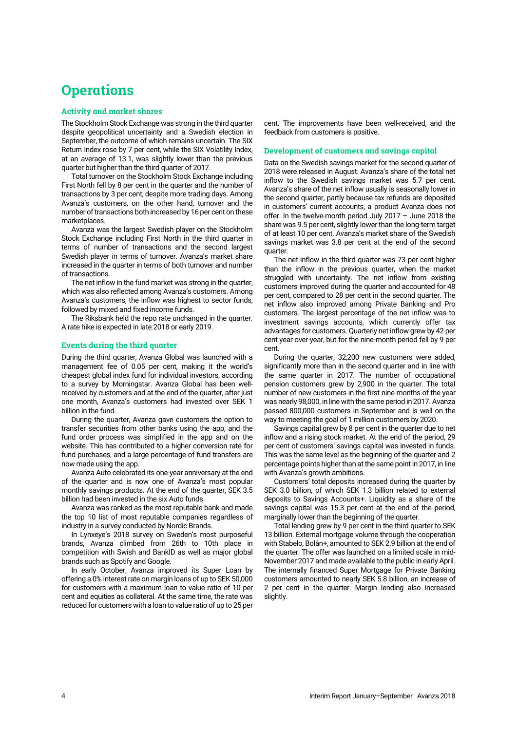# Operations

## Activity and market shares

The Stockholm Stock Exchange was strong in the third quarter despite geopolitical uncertainty and a Swedish election in September, the outcome of which remains uncertain. The SIX Return Index rose by 7 per cent, while the SIX Volatility Index, at an average of 13.1, was slightly lower than the previous quarter but higher than the third quarter of 2017.

Total turnover on the Stockholm Stock Exchange including First North fell by 8 per cent in the quarter and the number of transactions by 3 per cent, despite more trading days. Among Avanza's customers, on the other hand, turnover and the number of transactions both increased by 16 per cent on these marketplaces.

Avanza was the largest Swedish player on the Stockholm Stock Exchange including First North in the third quarter in terms of number of transactions and the second largest Swedish player in terms of turnover. Avanza's market share increased in the quarter in terms of both turnover and number of transactions.

The net inflow in the fund market was strong in the quarter, which was also reflected among Avanza's customers. Among Avanza's customers, the inflow was highest to sector funds, followed by mixed and fixed income funds.

The Riksbank held the repo rate unchanged in the quarter. A rate hike is expected in late 2018 or early 2019.

## Events during the third quarter

During the third quarter, Avanza Global was launched with a management fee of 0.05 per cent, making it the world's cheapest global index fund for individual investors, according to a survey by Morningstar. Avanza Global has been well-received by customers and at the end of the quarter, after just one month, Avanza's customers had invested over SEK 1 billion in the fund.

During the quarter, Avanza gave customers the option to transfer securities from other banks using the app, and the fund order process was simplified in the app and on the website. This has contributed to a higher conversion rate for fund purchases, and a large percentage of fund transfers are now made using the app.

Avanza Auto celebrated its one-year anniversary at the end of the quarter and is now one of Avanza's most popular monthly savings products. At the end of the quarter, SEK 3.5 billion had been invested in the six Auto funds.

Avanza was ranked as the most reputable bank and made the top 10 list of most reputable companies regardless of industry in a survey conducted by Nordic Brands.

In Lynxeye's 2018 survey on Sweden's most purposeful brands, Avanza climbed from 26th to 10th place in competition with Swish and BankID as well as major global brands such as Spotify and Google.

In early October, Avanza improved its Super Loan by offering a 0% interest rate on margin loans of up to SEK 50,000 for customers with a maximum loan to value ratio of 10 per cent and equities as collateral. At the same time, the rate was reduced for customers with a loan to value ratio of up to 25 per cent. The improvements have been well-received, and the feedback from customers is positive.

## Development of customers and savings capital

Data on the Swedish savings market for the second quarter of 2018 were released in August. Avanza's share of the total net inflow to the Swedish savings market was 5.7 per cent. Avanza's share of the net inflow usually is seasonally lower in the second quarter, partly because tax refunds are deposited in customers' current accounts, a product Avanza does not offer. In the twelve-month period July 2017 – June 2018 the share was 9.5 per cent, slightly lower than the long-term target of at least 10 per cent. Avanza's market share of the Swedish savings market was 3.8 per cent at the end of the second quarter.

The net inflow in the third quarter was 73 per cent higher than the inflow in the previous quarter, when the market struggled with uncertainty. The net inflow from existing customers improved during the quarter and accounted for 48 per cent, compared to 28 per cent in the second quarter. The net inflow also improved among Private Banking and Pro customers. The largest percentage of the net inflow was to investment savings accounts, which currently offer tax advantages for customers. Quarterly net inflow grew by 42 per cent year-over-year, but for the nine-month period fell by 9 per cent.

During the quarter, 32,200 new customers were added, significantly more than in the second quarter and in line with the same quarter in 2017. The number of occupational pension customers grew by 2,900 in the quarter. The total number of new customers in the first nine months of the year was nearly 98,000, in line with the same period in 2017. Avanza passed 800,000 customers in September and is well on the way to meeting the goal of 1 million customers by 2020.

Savings capital grew by 8 per cent in the quarter due to net inflow and a rising stock market. At the end of the period, 29 per cent of customers' savings capital was invested in funds. This was the same level as the beginning of the quarter and 2 percentage points higher than at the same point in 2017, in line with Avanza's growth ambitions.

Customers' total deposits increased during the quarter by SEK 3.0 billion, of which SEK 1.3 billion related to external deposits to Savings Accounts+. Liquidity as a share of the savings capital was 15.3 per cent at the end of the period, marginally lower than the beginning of the quarter.

Total lending grew by 9 per cent in the third quarter to SEK 13 billion. External mortgage volume through the cooperation with Stabelo, Bolån+, amounted to SEK 2.9 billion at the end of the quarter. The offer was launched on a limited scale in mid-November 2017 and made available to the public in early April. The internally financed Super Mortgage for Private Banking customers amounted to nearly SEK 5.8 billion, an increase of 2 per cent in the quarter. Margin lending also increased slightly.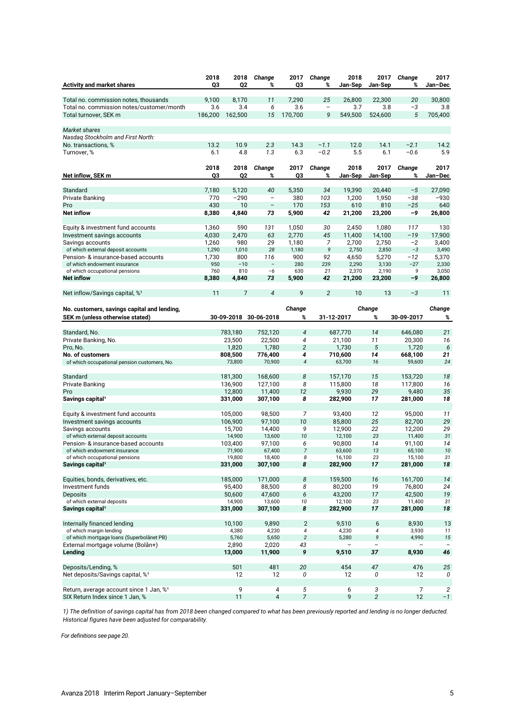| Activity and market shares | 2018 Q3 | 2018 Q2 | Change % | 2017 Q3 | Change % | 2018 Jan-Sep | 2017 Jan-Sep | Change % | 2017 Jan–Dec |
|---|---|---|---|---|---|---|---|---|---|
| Total no. commission notes, thousands | 9,100 | 8,170 | 11 | 7,290 | 25 | 26,800 | 22,300 | 20 | 30,800 |
| Total no. commission notes/customer/month | 3.6 | 3.4 | 6 | 3.6 | – | 3.7 | 3.8 | –3 | 3.8 |
| Total turnover, SEK m | 186,200 | 162,500 | 15 | 170,700 | 9 | 549,500 | 524,600 | 5 | 705,400 |
| *Market shares* | | | | | | | | | |
| *Nasdaq Stockholm and First North:* | | | | | | | | | |
| No. transactions, % | 13.2 | 10.9 | 2.3 | 14.3 | –1.1 | 12.0 | 14.1 | –2.1 | 14.2 |
| Turnover, % | 6.1 | 4.8 | 1.3 | 6.3 | –0.2 | 5.5 | 6.1 | –0.6 | 5.9 |

| Net inflow, SEK m | 2018 Q3 | 2018 Q2 | Change % | 2017 Q3 | Change % | 2018 Jan-Sep | 2017 Jan-Sep | Change % | 2017 Jan–Dec |
|---|---|---|---|---|---|---|---|---|---|
| Standard | 7,180 | 5,120 | 40 | 5,350 | 34 | 19,390 | 20,440 | –5 | 27,090 |
| Private Banking | 770 | –290 | – | 380 | 103 | 1,200 | 1,950 | –38 | –930 |
| Pro | 430 | 10 | – | 170 | 153 | 610 | 810 | –25 | 640 |
| **Net inflow** | **8,380** | **4,840** | **73** | **5,900** | **42** | **21,200** | **23,200** | **–9** | **26,800** |
| Equity & investment fund accounts | 1,360 | 590 | 131 | 1,050 | 30 | 2,450 | 1,080 | 117 | 130 |
| Investment savings accounts | 4,030 | 2,470 | 63 | 2,770 | 45 | 11,400 | 14,100 | –19 | 17,900 |
| Savings accounts | 1,260 | 980 | 29 | 1,180 | 7 | 2,700 | 2,750 | –2 | 3,400 |
| of which external deposit accounts | 1,290 | 1,010 | 28 | 1,180 | 9 | 2,750 | 2,850 | –3 | 3,490 |
| Pension- & insurance-based accounts | 1,730 | 800 | 116 | 900 | 92 | 4,650 | 5,270 | –12 | 5,370 |
| of which endowment insurance | 950 | –10 | – | 280 | 239 | 2,290 | 3,130 | –27 | 2,330 |
| of which occupational pensions | 760 | 810 | –6 | 630 | 21 | 2,370 | 2,190 | 9 | 3,050 |
| **Net inflow** | **8,380** | **4,840** | **73** | **5,900** | **42** | **21,200** | **23,200** | **–9** | **26,800** |
| Net inflow/Savings capital, %[1] | 11 | 7 | 4 | 9 | 2 | 10 | 13 | –3 | 11 |

| No. customers, savings capital and lending, SEK m (unless otherwise stated) | 30-09-2018 | 30-06-2018 | Change % | 31-12-2017 | Change % | 30-09-2017 | Change % |
|---|---|---|---|---|---|---|---|
| Standard, No. | 783,180 | 752,120 | 4 | 687,770 | 14 | 646,080 | 21 |
| Private Banking, No. | 23,500 | 22,500 | 4 | 21,100 | 11 | 20,300 | 16 |
| Pro, No. | 1,820 | 1,780 | 2 | 1,730 | 5 | 1,720 | 6 |
| **No. of customers** | **808,500** | **776,400** | **4** | **710,600** | **14** | **668,100** | **21** |
| of which occupational pension customers, No. | 73,800 | 70,900 | 4 | 63,700 | 16 | 59,600 | 24 |
| Standard | 181,300 | 168,600 | 8 | 157,170 | 15 | 153,720 | 18 |
| Private Banking | 136,900 | 127,100 | 8 | 115,800 | 18 | 117,800 | 16 |
| Pro | 12,800 | 11,400 | 12 | 9,930 | 29 | 9,480 | 35 |
| **Savings capital[1]** | **331,000** | **307,100** | **8** | **282,900** | **17** | **281,000** | **18** |
| Equity & investment fund accounts | 105,000 | 98,500 | 7 | 93,400 | 12 | 95,000 | 11 |
| Investment savings accounts | 106,900 | 97,100 | 10 | 85,800 | 25 | 82,700 | 29 |
| Savings accounts | 15,700 | 14,400 | 9 | 12,900 | 22 | 12,200 | 29 |
| of which external deposit accounts | 14,900 | 13,600 | 10 | 12,100 | 23 | 11,400 | 31 |
| Pension- & insurance-based accounts | 103,400 | 97,100 | 6 | 90,800 | 14 | 91,100 | 14 |
| of which endowment insurance | 71,900 | 67,400 | 7 | 63,600 | 13 | 65,100 | 10 |
| of which occupational pensions | 19,800 | 18,400 | 8 | 16,100 | 23 | 15,100 | 31 |
| **Savings capital[1]** | **331,000** | **307,100** | **8** | **282,900** | **17** | **281,000** | **18** |
| Equities, bonds, derivatives, etc. | 185,000 | 171,000 | 8 | 159,500 | 16 | 161,700 | 14 |
| Investment funds | 95,400 | 88,500 | 8 | 80,200 | 19 | 76,800 | 24 |
| Deposits | 50,600 | 47,600 | 6 | 43,200 | 17 | 42,500 | 19 |
| of which external deposits | 14,900 | 13,600 | 10 | 12,100 | 23 | 11,400 | 31 |
| **Savings capital[1]** | **331,000** | **307,100** | **8** | **282,900** | **17** | **281,000** | **18** |
| Internally financed lending | 10,100 | 9,890 | 2 | 9,510 | 6 | 8,930 | 13 |
| of which margin lending | 4,380 | 4,230 | 4 | 4,230 | 4 | 3,930 | 11 |
| of which mortgage loans (Superbolånet PB) | 5,760 | 5,650 | 2 | 5,280 | 9 | 4,990 | 15 |
| External mortgage volume (Bolån+) | 2,890 | 2,020 | 43 | – | – | – | – |
| **Lending** | **13,000** | **11,900** | **9** | **9,510** | **37** | **8,930** | **46** |
| Deposits/Lending, % | 501 | 481 | 20 | 454 | 47 | 476 | 25 |
| Net deposits/Savings capital, %[1] | 12 | 12 | 0 | 12 | 0 | 12 | 0 |
| Return, average account since 1 Jan, %[1] | 9 | 4 | 5 | 6 | 3 | 7 | 2 |
| SIX Return Index since 1 Jan, % | 11 | 4 | 7 | 9 | 2 | 12 | –1 |

*1) The definition of savings capital has from 2018 been changed compared to what has been previously reported and lending is no longer deducted. Historical figures have been adjusted for comparability.*

*For definitions see page 20.*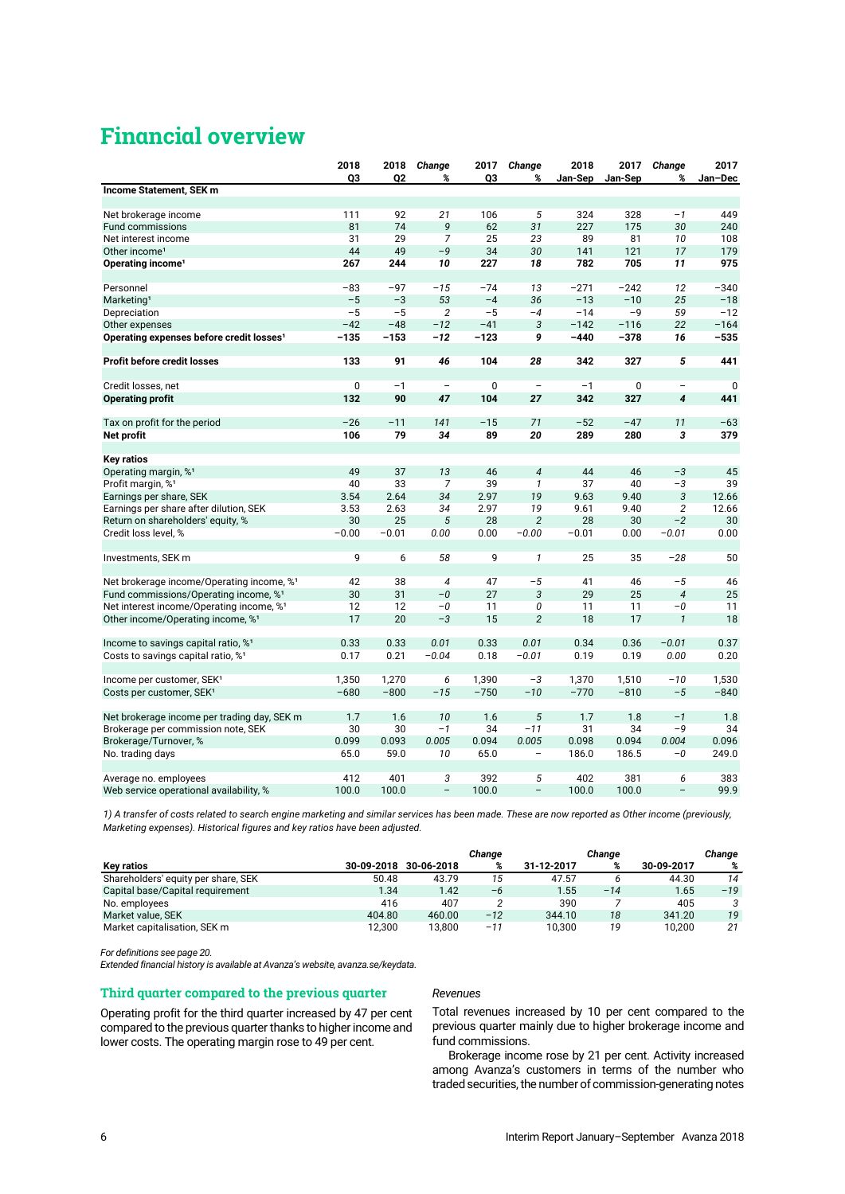# Financial overview

| | 2018 Q3 | 2018 Q2 | Change % | 2017 Q3 | Change % | 2018 Jan-Sep | 2017 Jan-Sep | Change % | 2017 Jan–Dec |
|---|---|---|---|---|---|---|---|---|---|
| **Income Statement, SEK m** | | | | | | | | | |
| Net brokerage income | 111 | 92 | 21 | 106 | 5 | 324 | 328 | −1 | 449 |
| Fund commissions | 81 | 74 | 9 | 62 | 31 | 227 | 175 | 30 | 240 |
| Net interest income | 31 | 29 | 7 | 25 | 23 | 89 | 81 | 10 | 108 |
| Other income[1] | 44 | 49 | −9 | 34 | 30 | 141 | 121 | 17 | 179 |
| **Operating income[1]** | **267** | **244** | **10** | **227** | **18** | **782** | **705** | **11** | **975** |
| Personnel | −83 | −97 | −15 | −74 | 13 | −271 | −242 | 12 | −340 |
| Marketing[1] | −5 | −3 | 53 | −4 | 36 | −13 | −10 | 25 | −18 |
| Depreciation | −5 | −5 | 2 | −5 | −4 | −14 | −9 | 59 | −12 |
| Other expenses | −42 | −48 | −12 | −41 | 3 | −142 | −116 | 22 | −164 |
| **Operating expenses before credit losses[1]** | **−135** | **−153** | **−12** | **−123** | **9** | **−440** | **−378** | **16** | **−535** |
| **Profit before credit losses** | **133** | **91** | **46** | **104** | **28** | **342** | **327** | **5** | **441** |
| Credit losses, net | 0 | −1 | – | 0 | – | −1 | 0 | – | 0 |
| **Operating profit** | **132** | **90** | **47** | **104** | **27** | **342** | **327** | **4** | **441** |
| Tax on profit for the period | −26 | −11 | 141 | −15 | 71 | −52 | −47 | 11 | −63 |
| **Net profit** | **106** | **79** | **34** | **89** | **20** | **289** | **280** | **3** | **379** |
| **Key ratios** | | | | | | | | | |
| Operating margin, %[1] | 49 | 37 | 13 | 46 | 4 | 44 | 46 | −3 | 45 |
| Profit margin, %[1] | 40 | 33 | 7 | 39 | 1 | 37 | 40 | −3 | 39 |
| Earnings per share, SEK | 3.54 | 2.64 | 34 | 2.97 | 19 | 9.63 | 9.40 | 3 | 12.66 |
| Earnings per share after dilution, SEK | 3.53 | 2.63 | 34 | 2.97 | 19 | 9.61 | 9.40 | 2 | 12.66 |
| Return on shareholders' equity, % | 30 | 25 | 5 | 28 | 2 | 28 | 30 | −2 | 30 |
| Credit loss level, % | −0.00 | −0.01 | 0.00 | 0.00 | −0.00 | −0.01 | 0.00 | −0.01 | 0.00 |
| Investments, SEK m | 9 | 6 | 58 | 9 | 1 | 25 | 35 | −28 | 50 |
| Net brokerage income/Operating income, %[1] | 42 | 38 | 4 | 47 | −5 | 41 | 46 | −5 | 46 |
| Fund commissions/Operating income, %[1] | 30 | 31 | −0 | 27 | 3 | 29 | 25 | 4 | 25 |
| Net interest income/Operating income, %[1] | 12 | 12 | −0 | 11 | 0 | 11 | 11 | −0 | 11 |
| Other income/Operating income, %[1] | 17 | 20 | −3 | 15 | 2 | 18 | 17 | 1 | 18 |
| Income to savings capital ratio, %[1] | 0.33 | 0.33 | 0.01 | 0.33 | 0.01 | 0.34 | 0.36 | −0.01 | 0.37 |
| Costs to savings capital ratio, %[1] | 0.17 | 0.21 | −0.04 | 0.18 | −0.01 | 0.19 | 0.19 | 0.00 | 0.20 |
| Income per customer, SEK[1] | 1,350 | 1,270 | 6 | 1,390 | −3 | 1,370 | 1,510 | −10 | 1,530 |
| Costs per customer, SEK[1] | −680 | −800 | −15 | −750 | −10 | −770 | −810 | −5 | −840 |
| Net brokerage income per trading day, SEK m | 1.7 | 1.6 | 10 | 1.6 | 5 | 1.7 | 1.8 | −1 | 1.8 |
| Brokerage per commission note, SEK | 30 | 30 | −1 | 34 | −11 | 31 | 34 | −9 | 34 |
| Brokerage/Turnover, % | 0.099 | 0.093 | 0.005 | 0.094 | 0.005 | 0.098 | 0.094 | 0.004 | 0.096 |
| No. trading days | 65.0 | 59.0 | 10 | 65.0 | – | 186.0 | 186.5 | −0 | 249.0 |
| Average no. employees | 412 | 401 | 3 | 392 | 5 | 402 | 381 | 6 | 383 |
| Web service operational availability, % | 100.0 | 100.0 | – | 100.0 | – | 100.0 | 100.0 | – | 99.9 |

*1) A transfer of costs related to search engine marketing and similar services has been made. These are now reported as Other income (previously, Marketing expenses). Historical figures and key ratios have been adjusted.*

| Key ratios | 30-09-2018 | 30-06-2018 | Change % | 31-12-2017 | Change % | 30-09-2017 | Change % |
|---|---|---|---|---|---|---|---|
| Shareholders' equity per share, SEK | 50.48 | 43.79 | 15 | 47.57 | 6 | 44.30 | 14 |
| Capital base/Capital requirement | 1.34 | 1.42 | −6 | 1.55 | −14 | 1.65 | −19 |
| No. employees | 416 | 407 | 2 | 390 | 7 | 405 | 3 |
| Market value, SEK | 404.80 | 460.00 | −12 | 344.10 | 18 | 341.20 | 19 |
| Market capitalisation, SEK m | 12,300 | 13,800 | −11 | 10,300 | 19 | 10,200 | 21 |

*For definitions see page 20.*
*Extended financial history is available at Avanza's website, avanza.se/keydata.*

## Third quarter compared to the previous quarter

Operating profit for the third quarter increased by 47 per cent compared to the previous quarter thanks to higher income and lower costs. The operating margin rose to 49 per cent.

*Revenues*

Total revenues increased by 10 per cent compared to the previous quarter mainly due to higher brokerage income and fund commissions.

Brokerage income rose by 21 per cent. Activity increased among Avanza's customers in terms of the number who traded securities, the number of commission-generating notes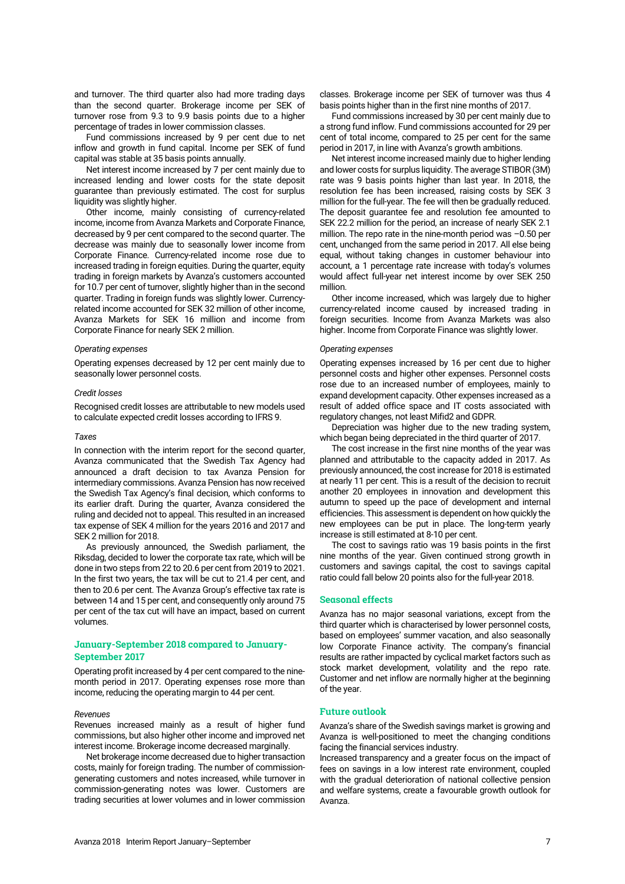and turnover. The third quarter also had more trading days than the second quarter. Brokerage income per SEK of turnover rose from 9.3 to 9.9 basis points due to a higher percentage of trades in lower commission classes.

Fund commissions increased by 9 per cent due to net inflow and growth in fund capital. Income per SEK of fund capital was stable at 35 basis points annually.

Net interest income increased by 7 per cent mainly due to increased lending and lower costs for the state deposit guarantee than previously estimated. The cost for surplus liquidity was slightly higher.

Other income, mainly consisting of currency-related income, income from Avanza Markets and Corporate Finance, decreased by 9 per cent compared to the second quarter. The decrease was mainly due to seasonally lower income from Corporate Finance. Currency-related income rose due to increased trading in foreign equities. During the quarter, equity trading in foreign markets by Avanza's customers accounted for 10.7 per cent of turnover, slightly higher than in the second quarter. Trading in foreign funds was slightly lower. Currency-related income accounted for SEK 32 million of other income, Avanza Markets for SEK 16 million and income from Corporate Finance for nearly SEK 2 million.

*Operating expenses*

Operating expenses decreased by 12 per cent mainly due to seasonally lower personnel costs.

*Credit losses*

Recognised credit losses are attributable to new models used to calculate expected credit losses according to IFRS 9.

*Taxes*

In connection with the interim report for the second quarter, Avanza communicated that the Swedish Tax Agency had announced a draft decision to tax Avanza Pension for intermediary commissions. Avanza Pension has now received the Swedish Tax Agency's final decision, which conforms to its earlier draft. During the quarter, Avanza considered the ruling and decided not to appeal. This resulted in an increased tax expense of SEK 4 million for the years 2016 and 2017 and SEK 2 million for 2018.

As previously announced, the Swedish parliament, the Riksdag, decided to lower the corporate tax rate, which will be done in two steps from 22 to 20.6 per cent from 2019 to 2021. In the first two years, the tax will be cut to 21.4 per cent, and then to 20.6 per cent. The Avanza Group's effective tax rate is between 14 and 15 per cent, and consequently only around 75 per cent of the tax cut will have an impact, based on current volumes.

## January-September 2018 compared to January-September 2017

Operating profit increased by 4 per cent compared to the nine-month period in 2017. Operating expenses rose more than income, reducing the operating margin to 44 per cent.

*Revenues*

Revenues increased mainly as a result of higher fund commissions, but also higher other income and improved net interest income. Brokerage income decreased marginally.

Net brokerage income decreased due to higher transaction costs, mainly for foreign trading. The number of commission-generating customers and notes increased, while turnover in commission-generating notes was lower. Customers are trading securities at lower volumes and in lower commission classes. Brokerage income per SEK of turnover was thus 4 basis points higher than in the first nine months of 2017.

Fund commissions increased by 30 per cent mainly due to a strong fund inflow. Fund commissions accounted for 29 per cent of total income, compared to 25 per cent for the same period in 2017, in line with Avanza's growth ambitions.

Net interest income increased mainly due to higher lending and lower costs for surplus liquidity. The average STIBOR (3M) rate was 9 basis points higher than last year. In 2018, the resolution fee has been increased, raising costs by SEK 3 million for the full-year. The fee will then be gradually reduced. The deposit guarantee fee and resolution fee amounted to SEK 22.2 million for the period, an increase of nearly SEK 2.1 million. The repo rate in the nine-month period was –0.50 per cent, unchanged from the same period in 2017. All else being equal, without taking changes in customer behaviour into account, a 1 percentage rate increase with today's volumes would affect full-year net interest income by over SEK 250 million.

Other income increased, which was largely due to higher currency-related income caused by increased trading in foreign securities. Income from Avanza Markets was also higher. Income from Corporate Finance was slightly lower.

*Operating expenses*

Operating expenses increased by 16 per cent due to higher personnel costs and higher other expenses. Personnel costs rose due to an increased number of employees, mainly to expand development capacity. Other expenses increased as a result of added office space and IT costs associated with regulatory changes, not least Mifid2 and GDPR.

Depreciation was higher due to the new trading system, which began being depreciated in the third quarter of 2017.

The cost increase in the first nine months of the year was planned and attributable to the capacity added in 2017. As previously announced, the cost increase for 2018 is estimated at nearly 11 per cent. This is a result of the decision to recruit another 20 employees in innovation and development this autumn to speed up the pace of development and internal efficiencies. This assessment is dependent on how quickly the new employees can be put in place. The long-term yearly increase is still estimated at 8-10 per cent.

The cost to savings ratio was 19 basis points in the first nine months of the year. Given continued strong growth in customers and savings capital, the cost to savings capital ratio could fall below 20 points also for the full-year 2018.

## Seasonal effects

Avanza has no major seasonal variations, except from the third quarter which is characterised by lower personnel costs, based on employees' summer vacation, and also seasonally low Corporate Finance activity. The company's financial results are rather impacted by cyclical market factors such as stock market development, volatility and the repo rate. Customer and net inflow are normally higher at the beginning of the year.

## Future outlook

Avanza's share of the Swedish savings market is growing and Avanza is well-positioned to meet the changing conditions facing the financial services industry.

Increased transparency and a greater focus on the impact of fees on savings in a low interest rate environment, coupled with the gradual deterioration of national collective pension and welfare systems, create a favourable growth outlook for Avanza.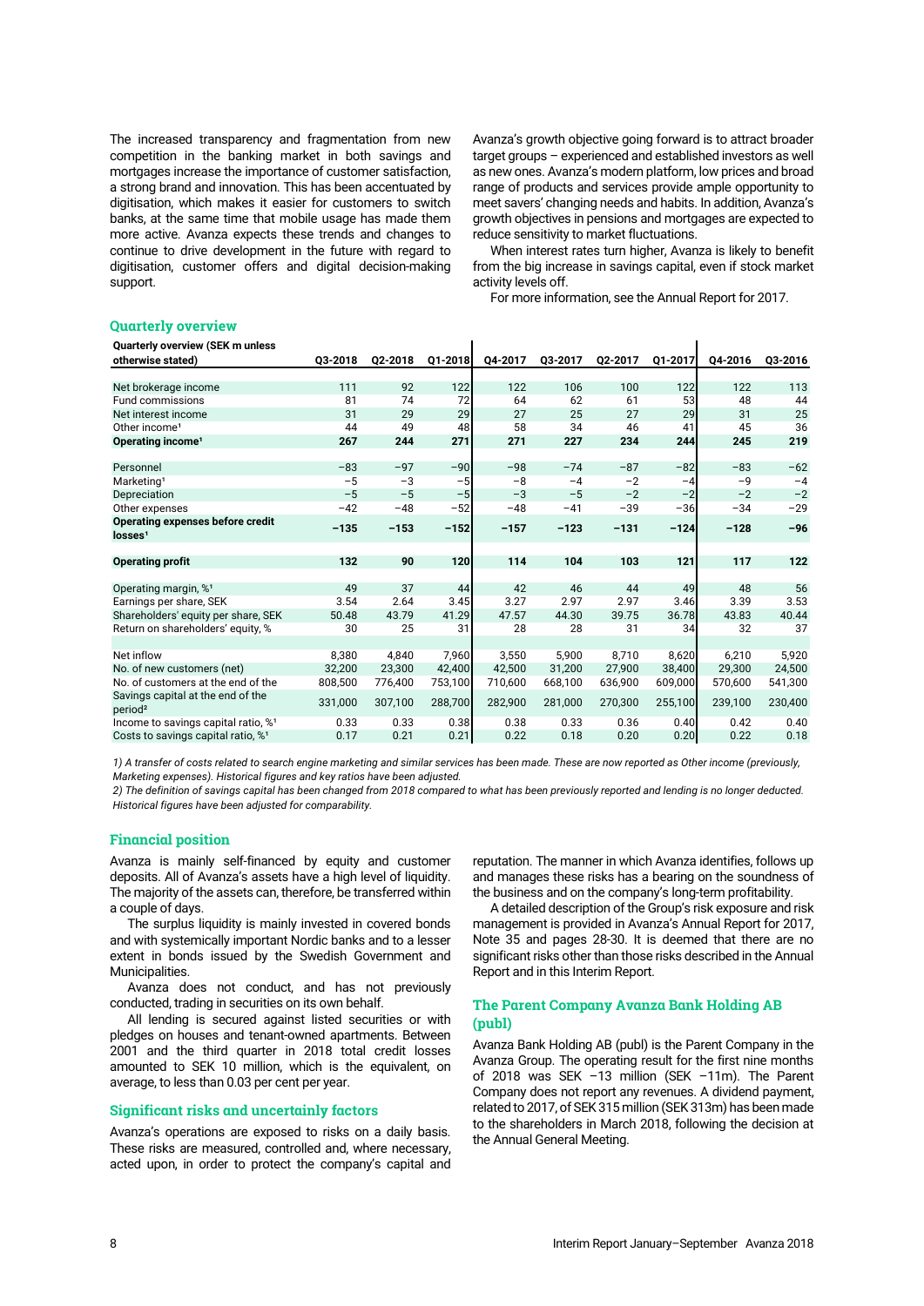The increased transparency and fragmentation from new competition in the banking market in both savings and mortgages increase the importance of customer satisfaction, a strong brand and innovation. This has been accentuated by digitisation, which makes it easier for customers to switch banks, at the same time that mobile usage has made them more active. Avanza expects these trends and changes to continue to drive development in the future with regard to digitisation, customer offers and digital decision-making support.

Avanza's growth objective going forward is to attract broader target groups – experienced and established investors as well as new ones. Avanza's modern platform, low prices and broad range of products and services provide ample opportunity to meet savers' changing needs and habits. In addition, Avanza's growth objectives in pensions and mortgages are expected to reduce sensitivity to market fluctuations.

When interest rates turn higher, Avanza is likely to benefit from the big increase in savings capital, even if stock market activity levels off.

For more information, see the Annual Report for 2017.

## Quarterly overview

| Quarterly overview (SEK m unless otherwise stated) | Q3-2018 | Q2-2018 | Q1-2018 | Q4-2017 | Q3-2017 | Q2-2017 | Q1-2017 | Q4-2016 | Q3-2016 |
|---|---|---|---|---|---|---|---|---|---|
| Net brokerage income | 111 | 92 | 122 | 122 | 106 | 100 | 122 | 122 | 113 |
| Fund commissions | 81 | 74 | 72 | 64 | 62 | 61 | 53 | 48 | 44 |
| Net interest income | 31 | 29 | 29 | 27 | 25 | 27 | 29 | 31 | 25 |
| Other income[1] | 44 | 49 | 48 | 58 | 34 | 46 | 41 | 45 | 36 |
| **Operating income[1]** | **267** | **244** | **271** | **271** | **227** | **234** | **244** | **245** | **219** |
| Personnel | −83 | −97 | −90 | −98 | −74 | −87 | −82 | −83 | −62 |
| Marketing[1] | −5 | −3 | −5 | −8 | −4 | −2 | −4 | −9 | −4 |
| Depreciation | −5 | −5 | −5 | −3 | −5 | −2 | −2 | −2 | −2 |
| Other expenses | −42 | −48 | −52 | −48 | −41 | −39 | −36 | −34 | −29 |
| **Operating expenses before credit losses[1]** | **−135** | **−153** | **−152** | **−157** | **−123** | **−131** | **−124** | **−128** | **−96** |
| **Operating profit** | **132** | **90** | **120** | **114** | **104** | **103** | **121** | **117** | **122** |
| Operating margin, %[1] | 49 | 37 | 44 | 42 | 46 | 44 | 49 | 48 | 56 |
| Earnings per share, SEK | 3.54 | 2.64 | 3.45 | 3.27 | 2.97 | 2.97 | 3.46 | 3.39 | 3.53 |
| Shareholders' equity per share, SEK | 50.48 | 43.79 | 41.29 | 47.57 | 44.30 | 39.75 | 36.78 | 43.83 | 40.44 |
| Return on shareholders' equity, % | 30 | 25 | 31 | 28 | 28 | 31 | 34 | 32 | 37 |
| Net inflow | 8,380 | 4,840 | 7,960 | 3,550 | 5,900 | 8,710 | 8,620 | 6,210 | 5,920 |
| No. of new customers (net) | 32,200 | 23,300 | 42,400 | 42,500 | 31,200 | 27,900 | 38,400 | 29,300 | 24,500 |
| No. of customers at the end of the | 808,500 | 776,400 | 753,100 | 710,600 | 668,100 | 636,900 | 609,000 | 570,600 | 541,300 |
| Savings capital at the end of the period[2] | 331,000 | 307,100 | 288,700 | 282,900 | 281,000 | 270,300 | 255,100 | 239,100 | 230,400 |
| Income to savings capital ratio, %[1] | 0.33 | 0.33 | 0.38 | 0.38 | 0.33 | 0.36 | 0.40 | 0.42 | 0.40 |
| Costs to savings capital ratio, %[1] | 0.17 | 0.21 | 0.21 | 0.22 | 0.18 | 0.20 | 0.20 | 0.22 | 0.18 |

*1) A transfer of costs related to search engine marketing and similar services has been made. These are now reported as Other income (previously, Marketing expenses). Historical figures and key ratios have been adjusted.*

*2) The definition of savings capital has been changed from 2018 compared to what has been previously reported and lending is no longer deducted. Historical figures have been adjusted for comparability.*

## Financial position

Avanza is mainly self-financed by equity and customer deposits. All of Avanza's assets have a high level of liquidity. The majority of the assets can, therefore, be transferred within a couple of days.

The surplus liquidity is mainly invested in covered bonds and with systemically important Nordic banks and to a lesser extent in bonds issued by the Swedish Government and Municipalities.

Avanza does not conduct, and has not previously conducted, trading in securities on its own behalf.

All lending is secured against listed securities or with pledges on houses and tenant-owned apartments. Between 2001 and the third quarter in 2018 total credit losses amounted to SEK 10 million, which is the equivalent, on average, to less than 0.03 per cent per year.

## Significant risks and uncertainly factors

Avanza's operations are exposed to risks on a daily basis. These risks are measured, controlled and, where necessary, acted upon, in order to protect the company's capital and reputation. The manner in which Avanza identifies, follows up and manages these risks has a bearing on the soundness of the business and on the company's long-term profitability.

A detailed description of the Group's risk exposure and risk management is provided in Avanza's Annual Report for 2017, Note 35 and pages 28-30. It is deemed that there are no significant risks other than those risks described in the Annual Report and in this Interim Report.

## The Parent Company Avanza Bank Holding AB (publ)

Avanza Bank Holding AB (publ) is the Parent Company in the Avanza Group. The operating result for the first nine months of 2018 was SEK −13 million (SEK −11m). The Parent Company does not report any revenues. A dividend payment, related to 2017, of SEK 315 million (SEK 313m) has been made to the shareholders in March 2018, following the decision at the Annual General Meeting.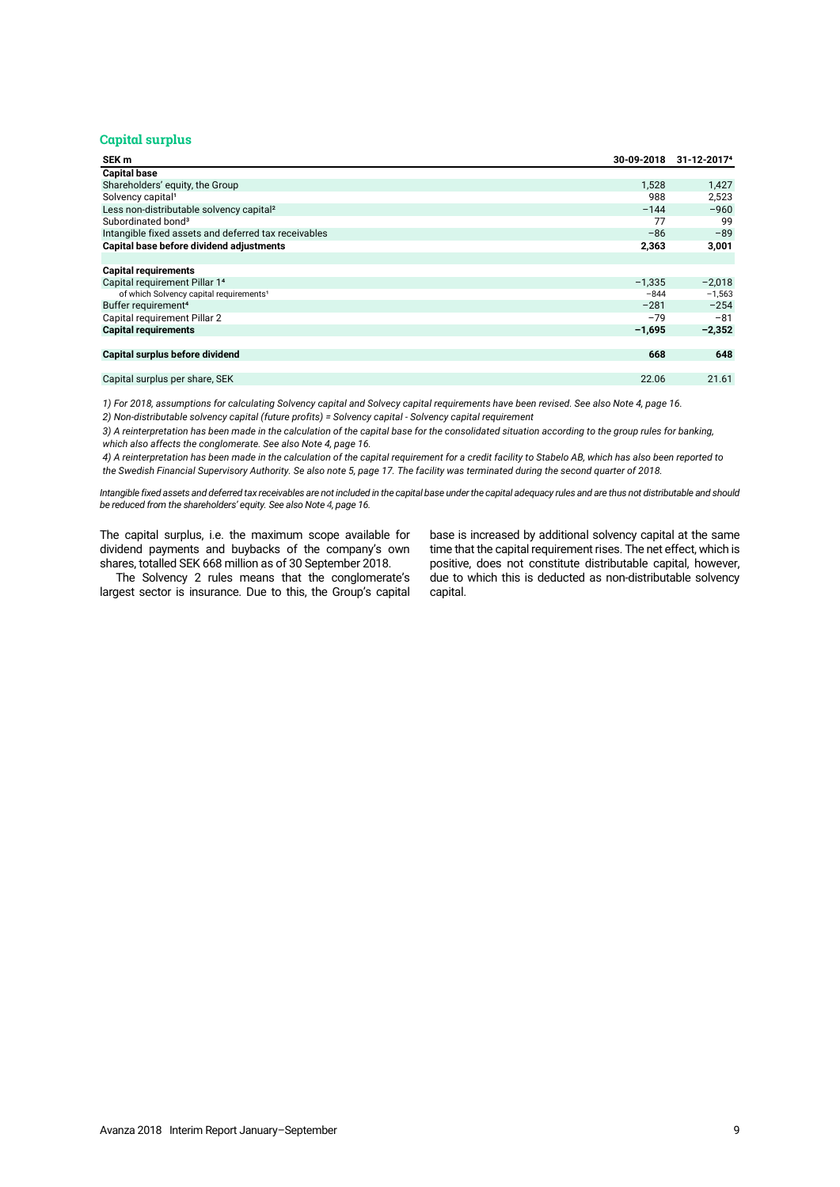## Capital surplus

| SEK m | 30-09-2018 | 31-12-2017[4] |
|---|---|---|
| **Capital base** | | |
| Shareholders' equity, the Group | 1,528 | 1,427 |
| Solvency capital[1] | 988 | 2,523 |
| Less non-distributable solvency capital[2] | −144 | −960 |
| Subordinated bond[3] | 77 | 99 |
| Intangible fixed assets and deferred tax receivables | −86 | −89 |
| **Capital base before dividend adjustments** | **2,363** | **3,001** |
| | | |
| **Capital requirements** | | |
| Capital requirement Pillar 1[4] | −1,335 | −2,018 |
| of which Solvency capital requirements[1] | −844 | −1,563 |
| Buffer requirement[4] | −281 | −254 |
| Capital requirement Pillar 2 | −79 | −81 |
| **Capital requirements** | **−1,695** | **−2,352** |
| | | |
| **Capital surplus before dividend** | **668** | **648** |
| | | |
| Capital surplus per share, SEK | 22.06 | 21.61 |

*1) For 2018, assumptions for calculating Solvency capital and Solvecy capital requirements have been revised. See also Note 4, page 16.*

*2) Non-distributable solvency capital (future profits) = Solvency capital - Solvency capital requirement*

*3) A reinterpretation has been made in the calculation of the capital base for the consolidated situation according to the group rules for banking, which also affects the conglomerate. See also Note 4, page 16.*

*4) A reinterpretation has been made in the calculation of the capital requirement for a credit facility to Stabelo AB, which has also been reported to the Swedish Financial Supervisory Authority. Se also note 5, page 17. The facility was terminated during the second quarter of 2018.*

*Intangible fixed assets and deferred tax receivables are not included in the capital base under the capital adequacy rules and are thus not distributable and should be reduced from the shareholders' equity. See also Note 4, page 16.*

The capital surplus, i.e. the maximum scope available for dividend payments and buybacks of the company's own shares, totalled SEK 668 million as of 30 September 2018.

The Solvency 2 rules means that the conglomerate's largest sector is insurance. Due to this, the Group's capital base is increased by additional solvency capital at the same time that the capital requirement rises. The net effect, which is positive, does not constitute distributable capital, however, due to which this is deducted as non-distributable solvency capital.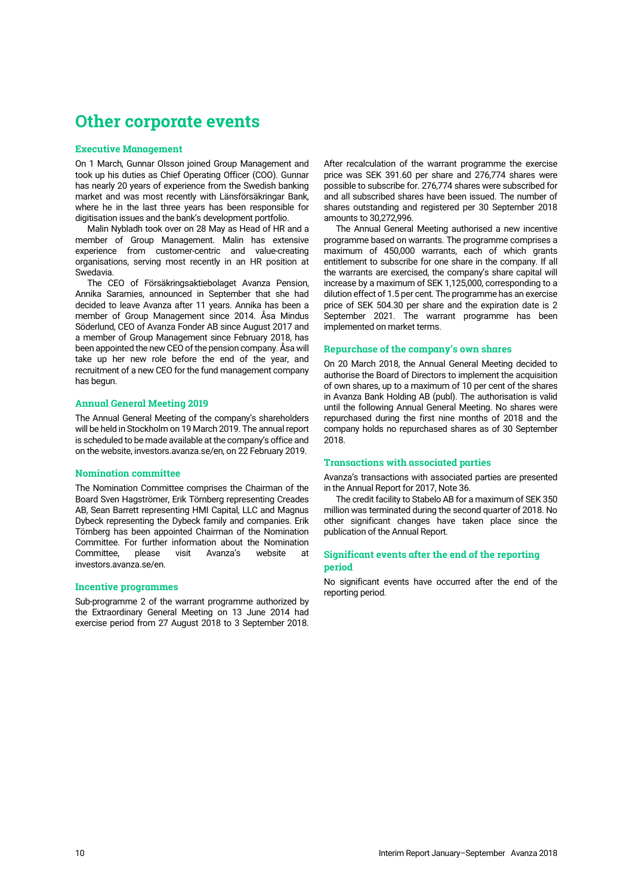# Other corporate events

## Executive Management

On 1 March, Gunnar Olsson joined Group Management and took up his duties as Chief Operating Officer (COO). Gunnar has nearly 20 years of experience from the Swedish banking market and was most recently with Länsförsäkringar Bank, where he in the last three years has been responsible for digitisation issues and the bank's development portfolio.

Malin Nybladh took over on 28 May as Head of HR and a member of Group Management. Malin has extensive experience from customer-centric and value-creating organisations, serving most recently in an HR position at Swedavia.

The CEO of Försäkringsaktiebolaget Avanza Pension, Annika Saramies, announced in September that she had decided to leave Avanza after 11 years. Annika has been a member of Group Management since 2014. Åsa Mindus Söderlund, CEO of Avanza Fonder AB since August 2017 and a member of Group Management since February 2018, has been appointed the new CEO of the pension company. Åsa will take up her new role before the end of the year, and recruitment of a new CEO for the fund management company has begun.

## Annual General Meeting 2019

The Annual General Meeting of the company's shareholders will be held in Stockholm on 19 March 2019. The annual report is scheduled to be made available at the company's office and on the website, investors.avanza.se/en, on 22 February 2019.

## Nomination committee

The Nomination Committee comprises the Chairman of the Board Sven Hagströmer, Erik Törnberg representing Creades AB, Sean Barrett representing HMI Capital, LLC and Magnus Dybeck representing the Dybeck family and companies. Erik Törnberg has been appointed Chairman of the Nomination Committee. For further information about the Nomination Committee, please visit Avanza's website at investors.avanza.se/en.

## Incentive programmes

Sub-programme 2 of the warrant programme authorized by the Extraordinary General Meeting on 13 June 2014 had exercise period from 27 August 2018 to 3 September 2018. After recalculation of the warrant programme the exercise price was SEK 391.60 per share and 276,774 shares were possible to subscribe for. 276,774 shares were subscribed for and all subscribed shares have been issued. The number of shares outstanding and registered per 30 September 2018 amounts to 30,272,996.

The Annual General Meeting authorised a new incentive programme based on warrants. The programme comprises a maximum of 450,000 warrants, each of which grants entitlement to subscribe for one share in the company. If all the warrants are exercised, the company's share capital will increase by a maximum of SEK 1,125,000, corresponding to a dilution effect of 1.5 per cent. The programme has an exercise price of SEK 504.30 per share and the expiration date is 2 September 2021. The warrant programme has been implemented on market terms.

## Repurchase of the company's own shares

On 20 March 2018, the Annual General Meeting decided to authorise the Board of Directors to implement the acquisition of own shares, up to a maximum of 10 per cent of the shares in Avanza Bank Holding AB (publ). The authorisation is valid until the following Annual General Meeting. No shares were repurchased during the first nine months of 2018 and the company holds no repurchased shares as of 30 September 2018.

## Transactions with associated parties

Avanza's transactions with associated parties are presented in the Annual Report for 2017, Note 36.

The credit facility to Stabelo AB for a maximum of SEK 350 million was terminated during the second quarter of 2018. No other significant changes have taken place since the publication of the Annual Report.

## Significant events after the end of the reporting period

No significant events have occurred after the end of the reporting period.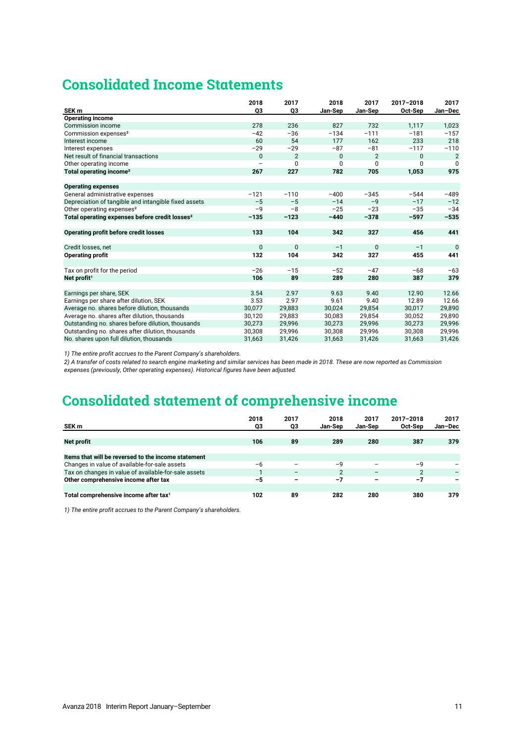# Consolidated Income Statements

| SEK m | 2018 Q3 | 2017 Q3 | 2018 Jan-Sep | 2017 Jan-Sep | 2017–2018 Oct-Sep | 2017 Jan–Dec |
|---|---|---|---|---|---|---|
| **Operating income** | | | | | | |
| Commission income | 278 | 236 | 827 | 732 | 1,117 | 1,023 |
| Commission expenses[2] | −42 | −36 | −134 | −111 | −181 | −157 |
| Interest income | 60 | 54 | 177 | 162 | 233 | 218 |
| Interest expenses | −29 | −29 | −87 | −81 | −117 | −110 |
| Net result of financial transactions | 0 | 2 | 0 | 2 | 0 | 2 |
| Other operating income | – | 0 | 0 | 0 | 0 | 0 |
| **Total operating income[2]** | **267** | **227** | **782** | **705** | **1,053** | **975** |
| | | | | | | |
| **Operating expenses** | | | | | | |
| General administrative expenses | −121 | −110 | −400 | −345 | −544 | −489 |
| Depreciation of tangible and intangible fixed assets | −5 | −5 | −14 | −9 | −17 | −12 |
| Other operating expenses[2] | −9 | −8 | −25 | −23 | −35 | −34 |
| **Total operating expenses before credit losses[2]** | **−135** | **−123** | **−440** | **−378** | **−597** | **−535** |
| | | | | | | |
| **Operating profit before credit losses** | **133** | **104** | **342** | **327** | **456** | **441** |
| | | | | | | |
| Credit losses, net | 0 | 0 | −1 | 0 | −1 | 0 |
| **Operating profit** | **132** | **104** | **342** | **327** | **455** | **441** |
| | | | | | | |
| Tax on profit for the period | −26 | −15 | −52 | −47 | −68 | −63 |
| **Net profit[1]** | **106** | **89** | **289** | **280** | **387** | **379** |
| | | | | | | |
| Earnings per share, SEK | 3.54 | 2.97 | 9.63 | 9.40 | 12.90 | 12.66 |
| Earnings per share after dilution, SEK | 3.53 | 2.97 | 9.61 | 9.40 | 12.89 | 12.66 |
| Average no. shares before dilution, thousands | 30,077 | 29,883 | 30,024 | 29,854 | 30,017 | 29,890 |
| Average no. shares after dilution, thousands | 30,120 | 29,883 | 30,083 | 29,854 | 30,052 | 29,890 |
| Outstanding no. shares before dilution, thousands | 30,273 | 29,996 | 30,273 | 29,996 | 30,273 | 29,996 |
| Outstanding no. shares after dilution, thousands | 30,308 | 29,996 | 30,308 | 29,996 | 30,308 | 29,996 |
| No. shares upon full dilution, thousands | 31,663 | 31,426 | 31,663 | 31,426 | 31,663 | 31,426 |

*1) The entire profit accrues to the Parent Company's shareholders.*

*2) A transfer of costs related to search engine marketing and similar services has been made in 2018. These are now reported as Commission expenses (previously, Other operating expenses). Historical figures have been adjusted.*

# Consolidated statement of comprehensive income

| SEK m | 2018 Q3 | 2017 Q3 | 2018 Jan-Sep | 2017 Jan-Sep | 2017–2018 Oct-Sep | 2017 Jan–Dec |
|---|---|---|---|---|---|---|
| **Net profit** | **106** | **89** | **289** | **280** | **387** | **379** |
| | | | | | | |
| **Items that will be reversed to the income statement** | | | | | | |
| Changes in value of available-for-sale assets | −6 | – | −9 | – | −9 | – |
| Tax on changes in value of available-for-sale assets | 1 | – | 2 | – | 2 | – |
| **Other comprehensive income after tax** | **−5** | **–** | **−7** | **–** | **−7** | **–** |
| | | | | | | |
| **Total comprehensive income after tax[1]** | **102** | **89** | **282** | **280** | **380** | **379** |

*1) The entire profit accrues to the Parent Company's shareholders.*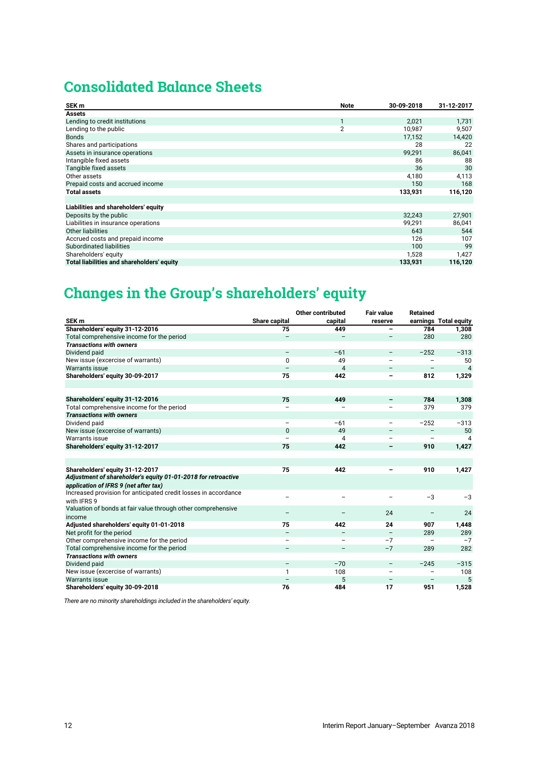# Consolidated Balance Sheets

| SEK m | Note | 30-09-2018 | 31-12-2017 |
|---|---|---|---|
| **Assets** | | | |
| Lending to credit institutions | 1 | 2,021 | 1,731 |
| Lending to the public | 2 | 10,987 | 9,507 |
| Bonds | | 17,152 | 14,420 |
| Shares and participations | | 28 | 22 |
| Assets in insurance operations | | 99,291 | 86,041 |
| Intangible fixed assets | | 86 | 88 |
| Tangible fixed assets | | 36 | 30 |
| Other assets | | 4,180 | 4,113 |
| Prepaid costs and accrued income | | 150 | 168 |
| **Total assets** | | **133,931** | **116,120** |
| | | | |
| **Liabilities and shareholders' equity** | | | |
| Deposits by the public | | 32,243 | 27,901 |
| Liabilities in insurance operations | | 99,291 | 86,041 |
| Other liabilities | | 643 | 544 |
| Accrued costs and prepaid income | | 126 | 107 |
| Subordinated liabilities | | 100 | 99 |
| Shareholders' equity | | 1,528 | 1,427 |
| **Total liabilities and shareholders' equity** | | **133,931** | **116,120** |

# Changes in the Group's shareholders' equity

| SEK m | Share capital | Other contributed capital | Fair value reserve | Retained earnings | Total equity |
|---|---|---|---|---|---|
| **Shareholders' equity 31-12-2016** | **75** | **449** | **–** | **784** | **1,308** |
| Total comprehensive income for the period | – | – | – | 280 | 280 |
| ***Transactions with owners*** | | | | | |
| Dividend paid | – | −61 | – | −252 | −313 |
| New issue (excercise of warrants) | 0 | 49 | – | – | 50 |
| Warrants issue | – | 4 | – | – | 4 |
| **Shareholders' equity 30-09-2017** | **75** | **442** | **–** | **812** | **1,329** |
| | | | | | |
| **Shareholders' equity 31-12-2016** | **75** | **449** | **–** | **784** | **1,308** |
| Total comprehensive income for the period | – | – | – | 379 | 379 |
| ***Transactions with owners*** | | | | | |
| Dividend paid | – | −61 | – | −252 | −313 |
| New issue (excercise of warrants) | 0 | 49 | – | – | 50 |
| Warrants issue | – | 4 | – | – | 4 |
| **Shareholders' equity 31-12-2017** | **75** | **442** | **–** | **910** | **1,427** |
| | | | | | |
| **Shareholders' equity 31-12-2017** | **75** | **442** | **–** | **910** | **1,427** |
| ***Adjustment of shareholder's equity 01-01-2018 for retroactive application of IFRS 9 (net after tax)*** | | | | | |
| Increased provision for anticipated credit losses in accordance with IFRS 9 | – | – | – | −3 | −3 |
| Valuation of bonds at fair value through other comprehensive income | – | – | 24 | – | 24 |
| **Adjusted shareholders' equity 01-01-2018** | **75** | **442** | **24** | **907** | **1,448** |
| Net profit for the period | – | – | – | 289 | 289 |
| Other comprehensive income for the period | – | – | −7 | – | −7 |
| Total comprehensive income for the period | – | – | −7 | 289 | 282 |
| ***Transactions with owners*** | | | | | |
| Dividend paid | – | −70 | – | −245 | −315 |
| New issue (excercise of warrants) | 1 | 108 | – | – | 108 |
| Warrants issue | – | 5 | – | – | 5 |
| **Shareholders' equity 30-09-2018** | **76** | **484** | **17** | **951** | **1,528** |

*There are no minority shareholdings included in the shareholders' equity.*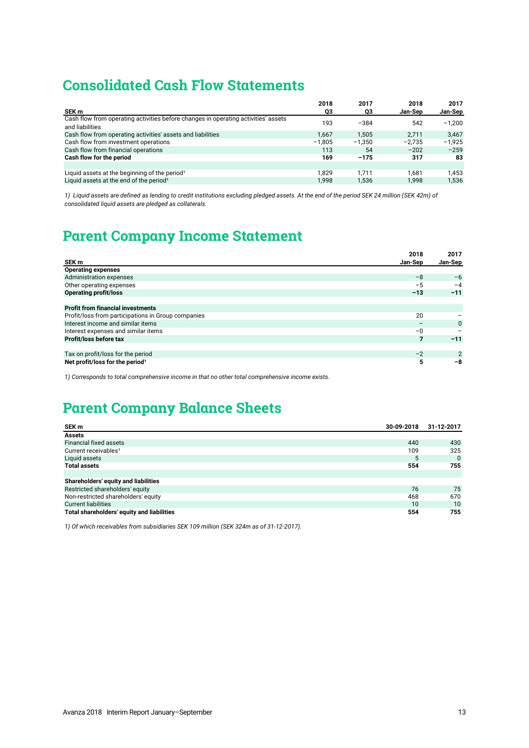# Consolidated Cash Flow Statements

| SEK m | 2018 Q3 | 2017 Q3 | 2018 Jan-Sep | 2017 Jan-Sep |
|---|---|---|---|---|
| Cash flow from operating activities before changes in operating activities' assets and liabilities | 193 | −384 | 542 | −1,200 |
| Cash flow from operating activities' assets and liabilities | 1,667 | 1,505 | 2,711 | 3,467 |
| Cash flow from investment operations | −1,805 | −1,350 | −2,735 | −1,925 |
| Cash flow from financial operations | 113 | 54 | −202 | −259 |
| **Cash flow for the period** | **169** | **−175** | **317** | **83** |
| | | | | |
| Liquid assets at the beginning of the period[1] | 1,829 | 1,711 | 1,681 | 1,453 |
| Liquid assets at the end of the period[1] | 1,998 | 1,536 | 1,998 | 1,536 |

*1) Liquid assets are defined as lending to credit institutions excluding pledged assets. At the end of the period SEK 24 million (SEK 42m) of consolidated liquid assets are pledged as collaterals.*

# Parent Company Income Statement

| SEK m | 2018 Jan-Sep | 2017 Jan-Sep |
|---|---|---|
| **Operating expenses** | | |
| Administration expenses | −8 | −6 |
| Other operating expenses | −5 | −4 |
| **Operating profit/loss** | **−13** | **−11** |
| | | |
| **Profit from financial investments** | | |
| Profit/loss from participations in Group companies | 20 | – |
| Interest income and similar items | – | 0 |
| Interest expenses and similar items | −0 | – |
| **Profit/loss before tax** | **7** | **−11** |
| | | |
| Tax on profit/loss for the period | −2 | 2 |
| **Net profit/loss for the period[1]** | **5** | **−8** |

*1) Corresponds to total comprehensive income in that no other total comprehensive income exists.*

# Parent Company Balance Sheets

| SEK m | 30-09-2018 | 31-12-2017 |
|---|---|---|
| **Assets** | | |
| Financial fixed assets | 440 | 430 |
| Current receivables[1] | 109 | 325 |
| Liquid assets | 5 | 0 |
| **Total assets** | **554** | **755** |
| | | |
| **Shareholders' equity and liabilities** | | |
| Restricted shareholders' equity | 76 | 75 |
| Non-restricted shareholders' equity | 468 | 670 |
| Current liabilities | 10 | 10 |
| **Total shareholders' equity and liabilities** | **554** | **755** |

*1) Of which receivables from subsidiaries SEK 109 million (SEK 324m as of 31-12-2017).*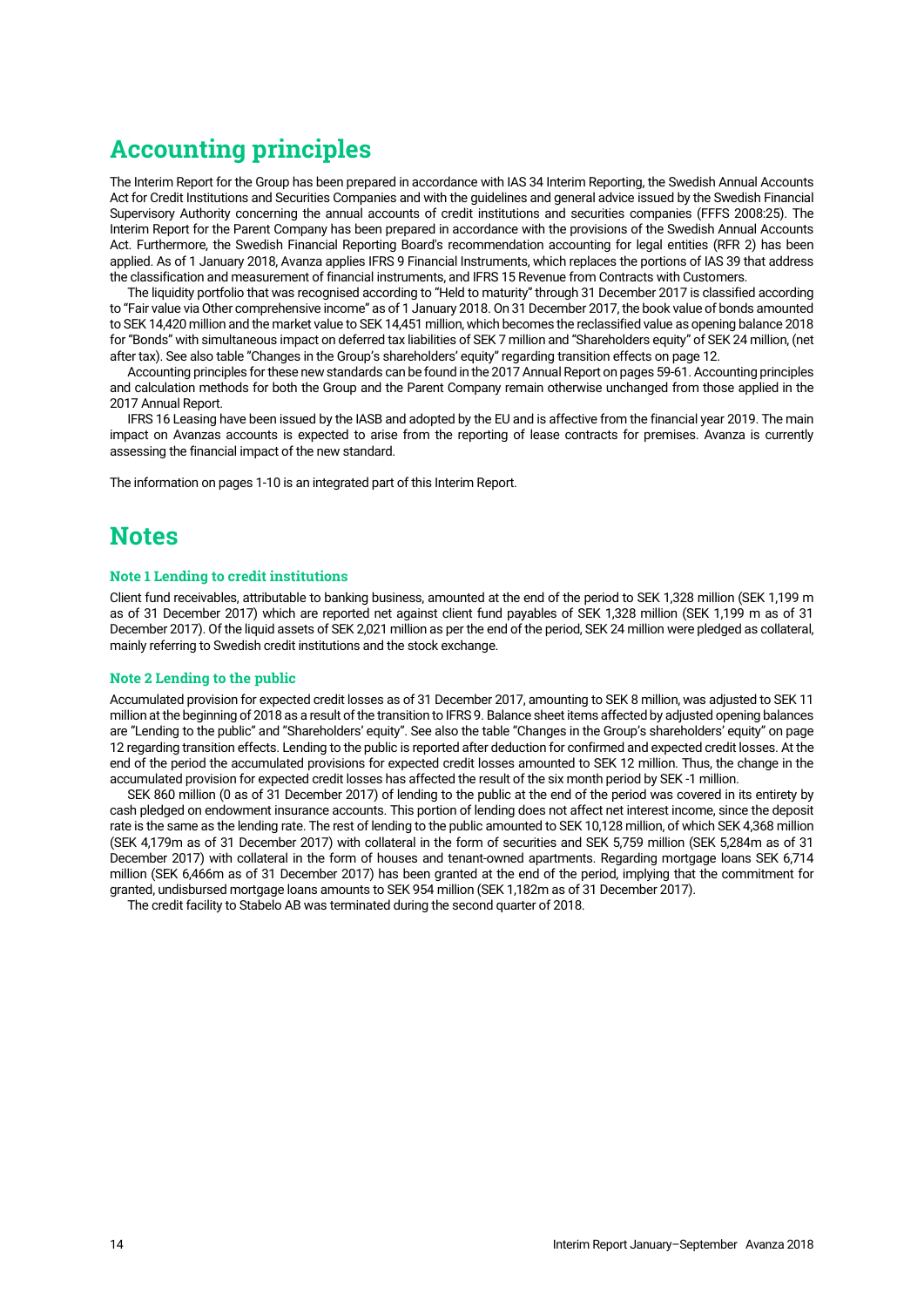# Accounting principles

The Interim Report for the Group has been prepared in accordance with IAS 34 Interim Reporting, the Swedish Annual Accounts Act for Credit Institutions and Securities Companies and with the guidelines and general advice issued by the Swedish Financial Supervisory Authority concerning the annual accounts of credit institutions and securities companies (FFFS 2008:25). The Interim Report for the Parent Company has been prepared in accordance with the provisions of the Swedish Annual Accounts Act. Furthermore, the Swedish Financial Reporting Board's recommendation accounting for legal entities (RFR 2) has been applied. As of 1 January 2018, Avanza applies IFRS 9 Financial Instruments, which replaces the portions of IAS 39 that address the classification and measurement of financial instruments, and IFRS 15 Revenue from Contracts with Customers.

The liquidity portfolio that was recognised according to "Held to maturity" through 31 December 2017 is classified according to "Fair value via Other comprehensive income" as of 1 January 2018. On 31 December 2017, the book value of bonds amounted to SEK 14,420 million and the market value to SEK 14,451 million, which becomes the reclassified value as opening balance 2018 for "Bonds" with simultaneous impact on deferred tax liabilities of SEK 7 million and "Shareholders equity" of SEK 24 million, (net after tax). See also table "Changes in the Group's shareholders' equity" regarding transition effects on page 12.

Accounting principles for these new standards can be found in the 2017 Annual Report on pages 59-61. Accounting principles and calculation methods for both the Group and the Parent Company remain otherwise unchanged from those applied in the 2017 Annual Report.

IFRS 16 Leasing have been issued by the IASB and adopted by the EU and is affective from the financial year 2019. The main impact on Avanzas accounts is expected to arise from the reporting of lease contracts for premises. Avanza is currently assessing the financial impact of the new standard.

The information on pages 1-10 is an integrated part of this Interim Report.

# Notes

### Note 1 Lending to credit institutions

Client fund receivables, attributable to banking business, amounted at the end of the period to SEK 1,328 million (SEK 1,199 m as of 31 December 2017) which are reported net against client fund payables of SEK 1,328 million (SEK 1,199 m as of 31 December 2017). Of the liquid assets of SEK 2,021 million as per the end of the period, SEK 24 million were pledged as collateral, mainly referring to Swedish credit institutions and the stock exchange.

### Note 2 Lending to the public

Accumulated provision for expected credit losses as of 31 December 2017, amounting to SEK 8 million, was adjusted to SEK 11 million at the beginning of 2018 as a result of the transition to IFRS 9. Balance sheet items affected by adjusted opening balances are "Lending to the public" and "Shareholders' equity". See also the table "Changes in the Group's shareholders' equity" on page 12 regarding transition effects. Lending to the public is reported after deduction for confirmed and expected credit losses. At the end of the period the accumulated provisions for expected credit losses amounted to SEK 12 million. Thus, the change in the accumulated provision for expected credit losses has affected the result of the six month period by SEK -1 million.

SEK 860 million (0 as of 31 December 2017) of lending to the public at the end of the period was covered in its entirety by cash pledged on endowment insurance accounts. This portion of lending does not affect net interest income, since the deposit rate is the same as the lending rate. The rest of lending to the public amounted to SEK 10,128 million, of which SEK 4,368 million (SEK 4,179m as of 31 December 2017) with collateral in the form of securities and SEK 5,759 million (SEK 5,284m as of 31 December 2017) with collateral in the form of houses and tenant-owned apartments. Regarding mortgage loans SEK 6,714 million (SEK 6,466m as of 31 December 2017) has been granted at the end of the period, implying that the commitment for granted, undisbursed mortgage loans amounts to SEK 954 million (SEK 1,182m as of 31 December 2017).

The credit facility to Stabelo AB was terminated during the second quarter of 2018.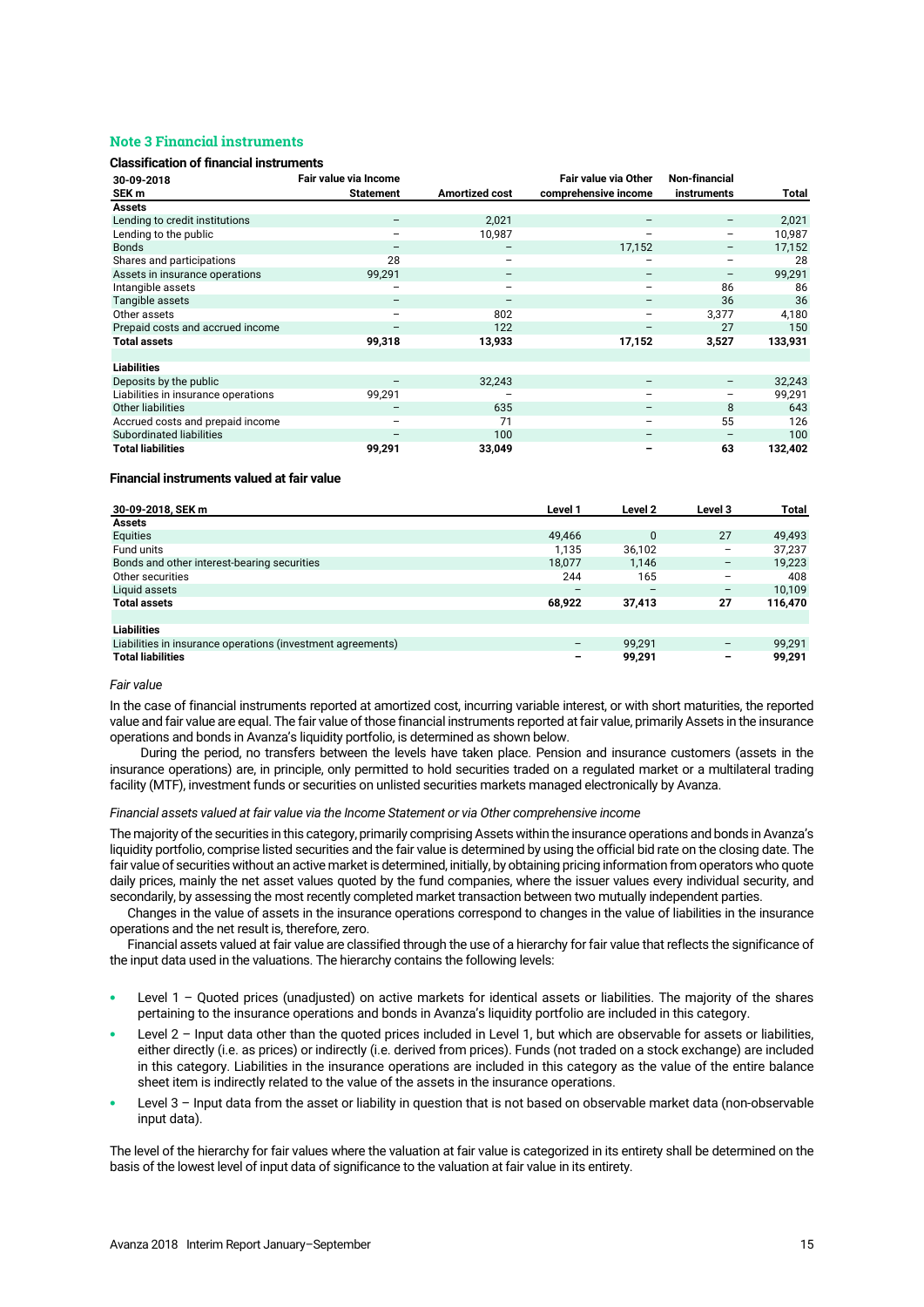## Note 3 Financial instruments

### Classification of financial instruments

| 30-09-2018<br>SEK m | Fair value via Income Statement | Amortized cost | Fair value via Other comprehensive income | Non-financial instruments | Total |
|---|---|---|---|---|---|
| **Assets** | | | | | |
| Lending to credit institutions | – | 2,021 | – | – | 2,021 |
| Lending to the public | – | 10,987 | – | – | 10,987 |
| Bonds | – | – | 17,152 | – | 17,152 |
| Shares and participations | 28 | – | – | – | 28 |
| Assets in insurance operations | 99,291 | – | – | – | 99,291 |
| Intangible assets | – | – | – | 86 | 86 |
| Tangible assets | – | – | – | 36 | 36 |
| Other assets | – | 802 | – | 3,377 | 4,180 |
| Prepaid costs and accrued income | – | 122 | – | 27 | 150 |
| **Total assets** | **99,318** | **13,933** | **17,152** | **3,527** | **133,931** |
| | | | | | |
| **Liabilities** | | | | | |
| Deposits by the public | – | 32,243 | – | – | 32,243 |
| Liabilities in insurance operations | 99,291 | – | – | – | 99,291 |
| Other liabilities | – | 635 | – | 8 | 643 |
| Accrued costs and prepaid income | – | 71 | – | 55 | 126 |
| Subordinated liabilities | – | 100 | – | – | 100 |
| **Total liabilities** | **99,291** | **33,049** | **–** | **63** | **132,402** |

### Financial instruments valued at fair value

| 30-09-2018, SEK m | Level 1 | Level 2 | Level 3 | Total |
|---|---|---|---|---|
| **Assets** | | | | |
| Equities | 49,466 | 0 | 27 | 49,493 |
| Fund units | 1,135 | 36,102 | – | 37,237 |
| Bonds and other interest-bearing securities | 18,077 | 1,146 | – | 19,223 |
| Other securities | 244 | 165 | – | 408 |
| Liquid assets | – | – | – | 10,109 |
| **Total assets** | **68,922** | **37,413** | **27** | **116,470** |
| | | | | |
| **Liabilities** | | | | |
| Liabilities in insurance operations (investment agreements) | – | 99,291 | – | 99,291 |
| **Total liabilities** | **–** | **99,291** | **–** | **99,291** |

*Fair value*

In the case of financial instruments reported at amortized cost, incurring variable interest, or with short maturities, the reported value and fair value are equal. The fair value of those financial instruments reported at fair value, primarily Assets in the insurance operations and bonds in Avanza's liquidity portfolio, is determined as shown below.

During the period, no transfers between the levels have taken place. Pension and insurance customers (assets in the insurance operations) are, in principle, only permitted to hold securities traded on a regulated market or a multilateral trading facility (MTF), investment funds or securities on unlisted securities markets managed electronically by Avanza.

*Financial assets valued at fair value via the Income Statement or via Other comprehensive income*

The majority of the securities in this category, primarily comprising Assets within the insurance operations and bonds in Avanza's liquidity portfolio, comprise listed securities and the fair value is determined by using the official bid rate on the closing date. The fair value of securities without an active market is determined, initially, by obtaining pricing information from operators who quote daily prices, mainly the net asset values quoted by the fund companies, where the issuer values every individual security, and secondarily, by assessing the most recently completed market transaction between two mutually independent parties.

Changes in the value of assets in the insurance operations correspond to changes in the value of liabilities in the insurance operations and the net result is, therefore, zero.

Financial assets valued at fair value are classified through the use of a hierarchy for fair value that reflects the significance of the input data used in the valuations. The hierarchy contains the following levels:

- Level 1 – Quoted prices (unadjusted) on active markets for identical assets or liabilities. The majority of the shares pertaining to the insurance operations and bonds in Avanza's liquidity portfolio are included in this category.
- Level 2 – Input data other than the quoted prices included in Level 1, but which are observable for assets or liabilities, either directly (i.e. as prices) or indirectly (i.e. derived from prices). Funds (not traded on a stock exchange) are included in this category. Liabilities in the insurance operations are included in this category as the value of the entire balance sheet item is indirectly related to the value of the assets in the insurance operations.
- Level 3 – Input data from the asset or liability in question that is not based on observable market data (non-observable input data).

The level of the hierarchy for fair values where the valuation at fair value is categorized in its entirety shall be determined on the basis of the lowest level of input data of significance to the valuation at fair value in its entirety.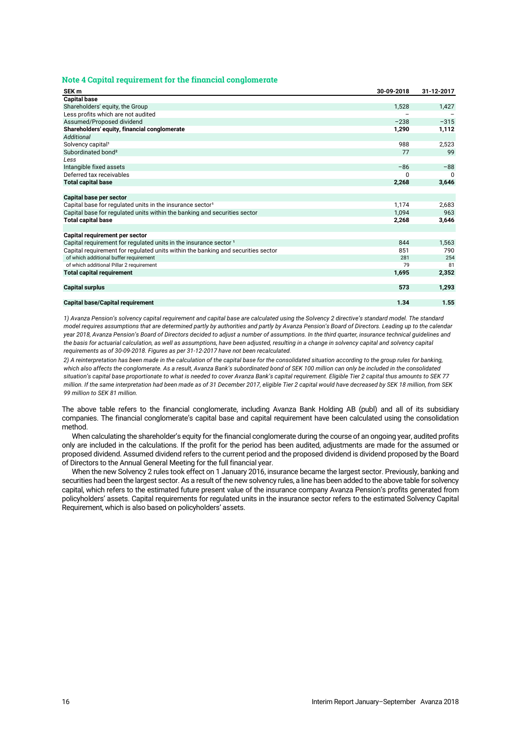## Note 4 Capital requirement for the financial conglomerate

| SEK m | 30-09-2018 | 31-12-2017 |
|---|---|---|
| **Capital base** | | |
| Shareholders' equity, the Group | 1,528 | 1,427 |
| Less profits which are not audited | – | – |
| Assumed/Proposed dividend | –238 | –315 |
| **Shareholders' equity, financial conglomerate** | **1,290** | **1,112** |
| *Additional* | | |
| Solvency capital[1] | 988 | 2,523 |
| Subordinated bond[2] | 77 | 99 |
| *Less* | | |
| Intangible fixed assets | –86 | –88 |
| Deferred tax receivables | 0 | 0 |
| **Total capital base** | **2,268** | **3,646** |
| | | |
| **Capital base per sector** | | |
| Capital base for regulated units in the insurance sector[1] | 1,174 | 2,683 |
| Capital base for regulated units within the banking and securities sector | 1,094 | 963 |
| **Total capital base** | **2,268** | **3,646** |
| | | |
| **Capital requirement per sector** | | |
| Capital requirement for regulated units in the insurance sector [1] | 844 | 1,563 |
| Capital requirement for regulated units within the banking and securities sector | 851 | 790 |
| of which additional buffer requirement | 281 | 254 |
| of which additional Pillar 2 requirement | 79 | 81 |
| **Total capital requirement** | **1,695** | **2,352** |
| | | |
| **Capital surplus** | **573** | **1,293** |
| | | |
| **Capital base/Capital requirement** | **1.34** | **1.55** |

*1) Avanza Pension's solvency capital requirement and capital base are calculated using the Solvency 2 directive's standard model. The standard model requires assumptions that are determined partly by authorities and partly by Avanza Pension's Board of Directors. Leading up to the calendar year 2018, Avanza Pension's Board of Directors decided to adjust a number of assumptions. In the third quarter, insurance technical guidelines and the basis for actuarial calculation, as well as assumptions, have been adjusted, resulting in a change in solvency capital and solvency capital requirements as of 30-09-2018. Figures as per 31-12-2017 have not been recalculated.*

*2) A reinterpretation has been made in the calculation of the capital base for the consolidated situation according to the group rules for banking, which also affects the conglomerate. As a result, Avanza Bank's subordinated bond of SEK 100 million can only be included in the consolidated situation's capital base proportionate to what is needed to cover Avanza Bank's capital requirement. Eligible Tier 2 capital thus amounts to SEK 77 million. If the same interpretation had been made as of 31 December 2017, eligible Tier 2 capital would have decreased by SEK 18 million, from SEK 99 million to SEK 81 million.*

The above table refers to the financial conglomerate, including Avanza Bank Holding AB (publ) and all of its subsidiary companies. The financial conglomerate's capital base and capital requirement have been calculated using the consolidation method.

When calculating the shareholder's equity for the financial conglomerate during the course of an ongoing year, audited profits only are included in the calculations. If the profit for the period has been audited, adjustments are made for the assumed or proposed dividend. Assumed dividend refers to the current period and the proposed dividend is dividend proposed by the Board of Directors to the Annual General Meeting for the full financial year.

When the new Solvency 2 rules took effect on 1 January 2016, insurance became the largest sector. Previously, banking and securities had been the largest sector. As a result of the new solvency rules, a line has been added to the above table for solvency capital, which refers to the estimated future present value of the insurance company Avanza Pension's profits generated from policyholders' assets. Capital requirements for regulated units in the insurance sector refers to the estimated Solvency Capital Requirement, which is also based on policyholders' assets.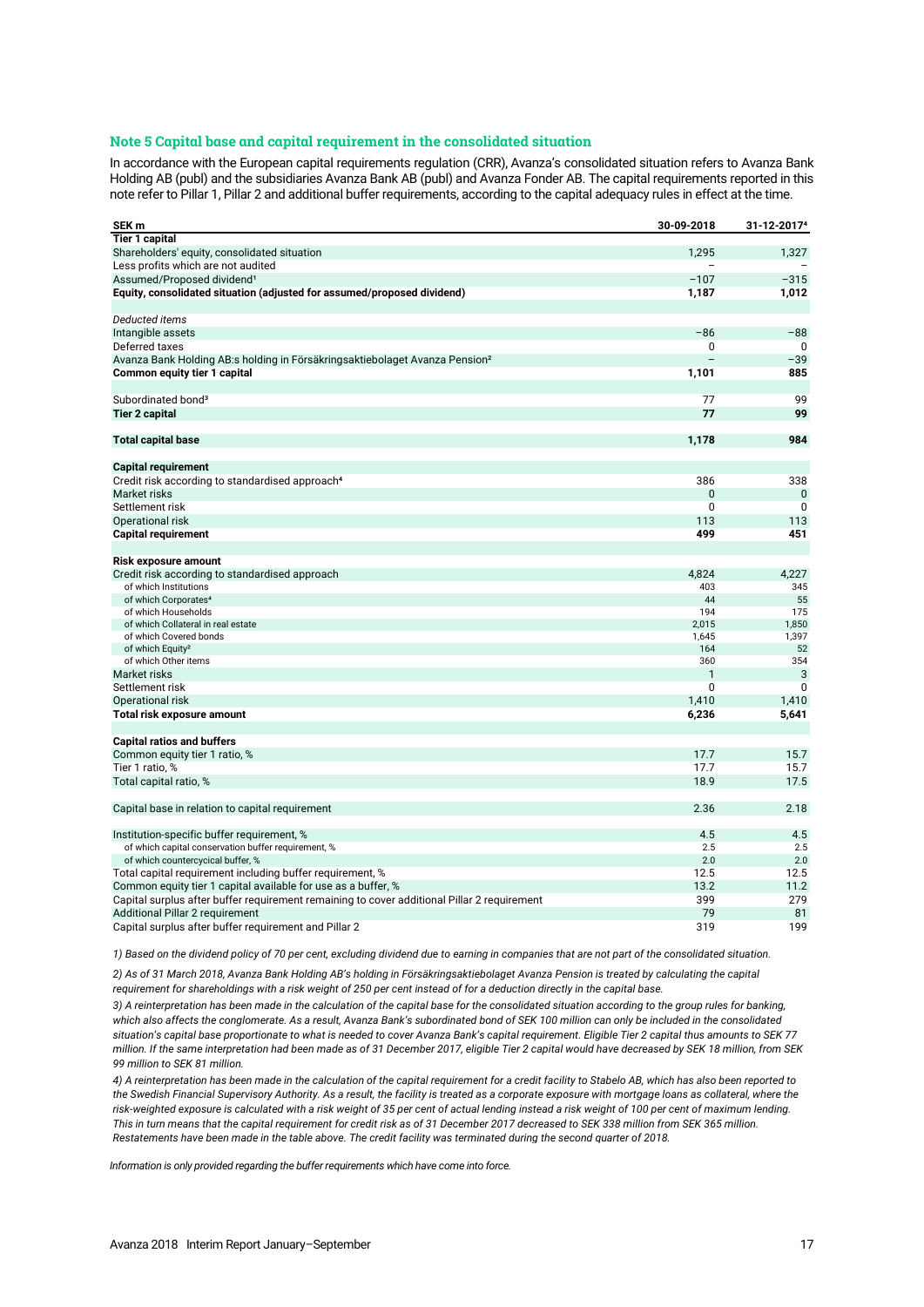### Note 5 Capital base and capital requirement in the consolidated situation

In accordance with the European capital requirements regulation (CRR), Avanza's consolidated situation refers to Avanza Bank Holding AB (publ) and the subsidiaries Avanza Bank AB (publ) and Avanza Fonder AB. The capital requirements reported in this note refer to Pillar 1, Pillar 2 and additional buffer requirements, according to the capital adequacy rules in effect at the time.

| SEK m | 30-09-2018 | 31-12-2017[4] |
|---|---|---|
| **Tier 1 capital** | | |
| Shareholders' equity, consolidated situation | 1,295 | 1,327 |
| Less profits which are not audited | – | – |
| Assumed/Proposed dividend[1] | −107 | −315 |
| **Equity, consolidated situation (adjusted for assumed/proposed dividend)** | **1,187** | **1,012** |
| | | |
| *Deducted items* | | |
| Intangible assets | −86 | −88 |
| Deferred taxes | 0 | 0 |
| Avanza Bank Holding AB:s holding in Försäkringsaktiebolaget Avanza Pension[2] | – | −39 |
| **Common equity tier 1 capital** | **1,101** | **885** |
| | | |
| Subordinated bond[3] | 77 | 99 |
| **Tier 2 capital** | **77** | **99** |
| | | |
| **Total capital base** | **1,178** | **984** |
| | | |
| **Capital requirement** | | |
| Credit risk according to standardised approach[4] | 386 | 338 |
| Market risks | 0 | 0 |
| Settlement risk | 0 | 0 |
| Operational risk | 113 | 113 |
| **Capital requirement** | **499** | **451** |
| | | |
| **Risk exposure amount** | | |
| Credit risk according to standardised approach | 4,824 | 4,227 |
| of which Institutions | 403 | 345 |
| of which Corporates[4] | 44 | 55 |
| of which Households | 194 | 175 |
| of which Collateral in real estate | 2,015 | 1,850 |
| of which Covered bonds | 1,645 | 1,397 |
| of which Equity[2] | 164 | 52 |
| of which Other items | 360 | 354 |
| Market risks | 1 | 3 |
| Settlement risk | 0 | 0 |
| Operational risk | 1,410 | 1,410 |
| **Total risk exposure amount** | **6,236** | **5,641** |
| | | |
| **Capital ratios and buffers** | | |
| Common equity tier 1 ratio, % | 17.7 | 15.7 |
| Tier 1 ratio, % | 17.7 | 15.7 |
| Total capital ratio, % | 18.9 | 17.5 |
| | | |
| Capital base in relation to capital requirement | 2.36 | 2.18 |
| | | |
| Institution-specific buffer requirement, % | 4.5 | 4.5 |
| of which capital conservation buffer requirement, % | 2.5 | 2.5 |
| of which countercyclical buffer, % | 2.0 | 2.0 |
| Total capital requirement including buffer requirement, % | 12.5 | 12.5 |
| Common equity tier 1 capital available for use as a buffer, % | 13.2 | 11.2 |
| Capital surplus after buffer requirement remaining to cover additional Pillar 2 requirement | 399 | 279 |
| Additional Pillar 2 requirement | 79 | 81 |
| Capital surplus after buffer requirement and Pillar 2 | 319 | 199 |

*1) Based on the dividend policy of 70 per cent, excluding dividend due to earning in companies that are not part of the consolidated situation.*

*2) As of 31 March 2018, Avanza Bank Holding AB's holding in Försäkringsaktiebolaget Avanza Pension is treated by calculating the capital requirement for shareholdings with a risk weight of 250 per cent instead of for a deduction directly in the capital base.*

*3) A reinterpretation has been made in the calculation of the capital base for the consolidated situation according to the group rules for banking, which also affects the conglomerate. As a result, Avanza Bank's subordinated bond of SEK 100 million can only be included in the consolidated situation's capital base proportionate to what is needed to cover Avanza Bank's capital requirement. Eligible Tier 2 capital thus amounts to SEK 77 million. If the same interpretation had been made as of 31 December 2017, eligible Tier 2 capital would have decreased by SEK 18 million, from SEK 99 million to SEK 81 million.*

*4) A reinterpretation has been made in the calculation of the capital requirement for a credit facility to Stabelo AB, which has also been reported to the Swedish Financial Supervisory Authority. As a result, the facility is treated as a corporate exposure with mortgage loans as collateral, where the risk-weighted exposure is calculated with a risk weight of 35 per cent of actual lending instead a risk weight of 100 per cent of maximum lending. This in turn means that the capital requirement for credit risk as of 31 December 2017 decreased to SEK 338 million from SEK 365 million. Restatements have been made in the table above. The credit facility was terminated during the second quarter of 2018.*

*Information is only provided regarding the buffer requirements which have come into force.*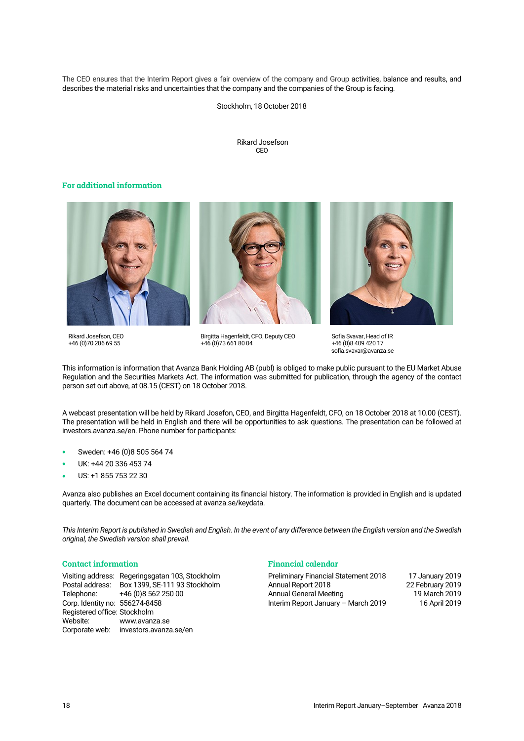The CEO ensures that the Interim Report gives a fair overview of the company and Group activities, balance and results, and describes the material risks and uncertainties that the company and the companies of the Group is facing.

Stockholm, 18 October 2018

Rikard Josefson
CEO

## For additional information

Rikard Josefson, CEO
+46 (0)70 206 69 55

Birgitta Hagenfeldt, CFO, Deputy CEO
+46 (0)73 661 80 04

Sofia Svavar, Head of IR
+46 (0)8 409 420 17
sofia.svavar@avanza.se

This information is information that Avanza Bank Holding AB (publ) is obliged to make public pursuant to the EU Market Abuse Regulation and the Securities Markets Act. The information was submitted for publication, through the agency of the contact person set out above, at 08.15 (CEST) on 18 October 2018.

A webcast presentation will be held by Rikard Josefon, CEO, and Birgitta Hagenfeldt, CFO, on 18 October 2018 at 10.00 (CEST). The presentation will be held in English and there will be opportunities to ask questions. The presentation can be followed at investors.avanza.se/en. Phone number for participants:

- Sweden: +46 (0)8 505 564 74
- UK: +44 20 336 453 74
- US: +1 855 753 22 30

Avanza also publishes an Excel document containing its financial history. The information is provided in English and is updated quarterly. The document can be accessed at avanza.se/keydata.

*This Interim Report is published in Swedish and English. In the event of any difference between the English version and the Swedish original, the Swedish version shall prevail.*

## Contact information

Visiting address: Regeringsgatan 103, Stockholm
Postal address: Box 1399, SE-111 93 Stockholm
Telephone: +46 (0)8 562 250 00
Corp. Identity no: 556274-8458
Registered office: Stockholm
Website: www.avanza.se
Corporate web: investors.avanza.se/en

## Financial calendar

| | |
|---|---|
| Preliminary Financial Statement 2018 | 17 January 2019 |
| Annual Report 2018 | 22 February 2019 |
| Annual General Meeting | 19 March 2019 |
| Interim Report January – March 2019 | 16 April 2019 |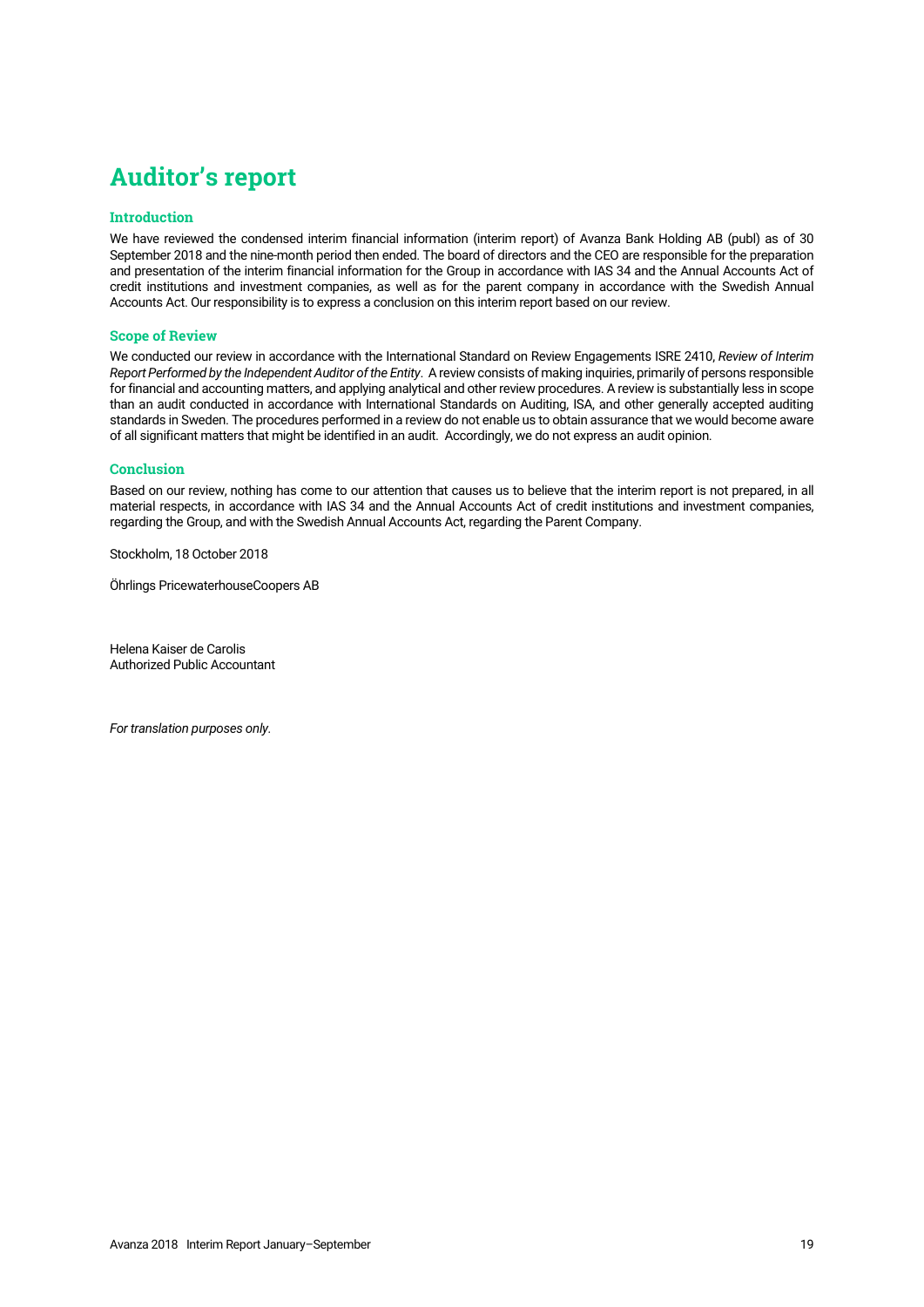# Auditor's report

## Introduction

We have reviewed the condensed interim financial information (interim report) of Avanza Bank Holding AB (publ) as of 30 September 2018 and the nine-month period then ended. The board of directors and the CEO are responsible for the preparation and presentation of the interim financial information for the Group in accordance with IAS 34 and the Annual Accounts Act of credit institutions and investment companies, as well as for the parent company in accordance with the Swedish Annual Accounts Act. Our responsibility is to express a conclusion on this interim report based on our review.

## Scope of Review

We conducted our review in accordance with the International Standard on Review Engagements ISRE 2410, *Review of Interim Report Performed by the Independent Auditor of the Entity*. A review consists of making inquiries, primarily of persons responsible for financial and accounting matters, and applying analytical and other review procedures. A review is substantially less in scope than an audit conducted in accordance with International Standards on Auditing, ISA, and other generally accepted auditing standards in Sweden. The procedures performed in a review do not enable us to obtain assurance that we would become aware of all significant matters that might be identified in an audit. Accordingly, we do not express an audit opinion.

## Conclusion

Based on our review, nothing has come to our attention that causes us to believe that the interim report is not prepared, in all material respects, in accordance with IAS 34 and the Annual Accounts Act of credit institutions and investment companies, regarding the Group, and with the Swedish Annual Accounts Act, regarding the Parent Company.

Stockholm, 18 October 2018

Öhrlings PricewaterhouseCoopers AB

Helena Kaiser de Carolis
Authorized Public Accountant

*For translation purposes only.*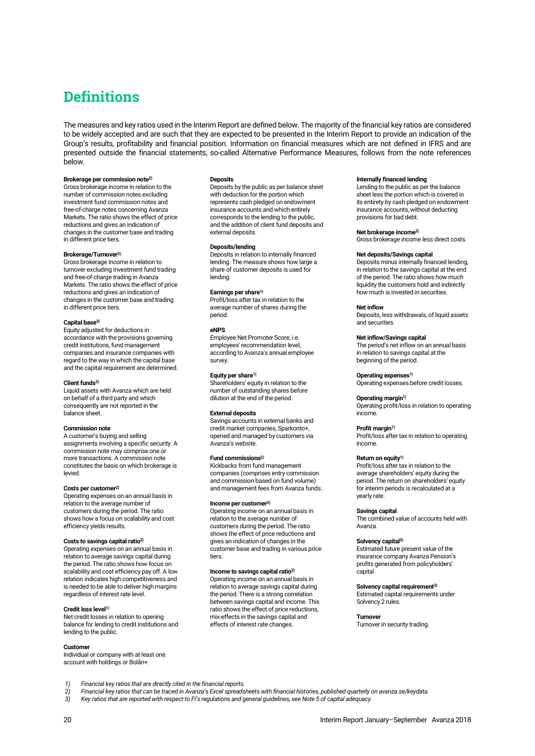# Definitions

The measures and key ratios used in the Interim Report are defined below. The majority of the financial key ratios are considered to be widely accepted and are such that they are expected to be presented in the Interim Report to provide an indication of the Group's results, profitability and financial position. Information on financial measures which are not defined in IFRS and are presented outside the financial statements, so-called Alternative Performance Measures, follows from the note references below.

**Brokerage per commission note[2)]**
Gross brokerage income in relation to the number of commission notes excluding investment fund commission notes and free-of-charge notes concerning Avanza Markets. The ratio shows the effect of price reductions and gives an indication of changes in the customer base and trading in different price tiers.

**Brokerage/Turnover[2)]**
Gross brokerage income in relation to turnover excluding investment fund trading and free-of-charge trading in Avanza Markets. The ratio shows the effect of price reductions and gives an indication of changes in the customer base and trading in different price tiers.

**Capital base[3)]**
Equity adjusted for deductions in accordance with the provisions governing credit institutions, fund management companies and insurance companies with regard to the way in which the capital base and the capital requirement are determined.

**Client funds[2)]**
Liquid assets with Avanza which are held on behalf of a third party and which consequently are not reported in the balance sheet.

**Commission note**
A customer's buying and selling assignments involving a specific security. A commission note may comprise one or more transactions. A commission note constitutes the basis on which brokerage is levied.

**Costs per customer[2)]**
Operating expenses on an annual basis in relation to the average number of customers during the period. The ratio shows how a focus on scalability and cost efficiency yields results.

**Costs to savings capital ratio[2)]**
Operating expenses on an annual basis in relation to average savings capital during the period. The ratio shows how focus on scalability and cost efficiency pay off. A low relation indicates high competitiveness and is needed to be able to deliver high margins regardless of interest rate level.

**Credit loss level[1)]**
Net credit losses in relation to opening balance for lending to credit institutions and lending to the public.

**Customer**
Individual or company with at least one account with holdings or Bolån+.

**Deposits**
Deposits by the public as per balance sheet with deduction for the portion which represents cash pledged on endowment insurance accounts and which entirely corresponds to the lending to the public, and the addition of client fund deposits and external deposits.

**Deposits/lending**
Deposits in relation to internally financed lending. The measure shows how large a share of customer deposits is used for lending.

**Earnings per share[1)]**
Profit/loss after tax in relation to the average number of shares during the period.

**eNPS**
Employee Net Promoter Score, i.e. employees' recommendation level, according to Avanza's annual employee survey.

**Equity per share[1)]**
Shareholders' equity in relation to the number of outstanding shares before dilution at the end of the period.

**External deposits**
Savings accounts in external banks and credit market companies, Sparkonto+, opened and managed by customers via Avanza's website.

**Fund commissions[2)]**
Kickbacks from fund management companies (comprises entry commission and commission based on fund volume) and management fees from Avanza funds.

**Income per customer[2)]**
Operating income on an annual basis in relation to the average number of customers during the period. The ratio shows the effect of price reductions and gives an indication of changes in the customer base and trading in various price tiers.

**Income to savings capital ratio[2)]**
Operating income on an annual basis in relation to average savings capital during the period. There is a strong correlation between savings capital and income. This ratio shows the effect of price reductions, mix-effects in the savings capital and effects of interest rate changes.

**Internally financed lending**
Lending to the public as per the balance sheet less the portion which is covered in its entirety by cash pledged on endowment insurance accounts, without deducting provisions for bad debt.

**Net brokerage income[2)]**
Gross brokerage income less direct costs.

**Net deposits/Savings capital**
Deposits minus internally financed lending, in relation to the savings capital at the end of the period. The ratio shows how much liquidity the customers hold and indirectly how much is invested in securities.

**Net inflow**
Deposits, less withdrawals, of liquid assets and securities.

**Net inflow/Savings capital**
The period's net inflow on an annual basis in relation to savings capital at the beginning of the period.

**Operating expenses[1)]**
Operating expenses before credit losses.

**Operating margin[1)]**
Operating profit/loss in relation to operating income.

**Profit margin[1)]**
Profit/loss after tax in relation to operating income.

**Return on equity[1)]**
Profit/loss after tax in relation to the average shareholders' equity during the period. The return on shareholders' equity for interim periods is recalculated at a yearly rate.

**Savings capital**
The combined value of accounts held with Avanza.

**Solvency capital[3)]**
Estimated future present value of the insurance company Avanza Pension's profits generated from policyholders' capital.

**Solvency capital requirement[3)]**
Estimated capital requirements under Solvency 2 rules.

**Turnover**
Turnover in security trading.

*1) Financial key ratios that are directly cited in the financial reports.*
*2) Financial key ratios that can be traced in Avanza's Excel spreadsheets with financial histories, published quarterly on avanza.se/keydata.*
*3) Key ratios that are reported with respect to FI's regulations and general guidelines, see Note 5 of capital adequacy.*